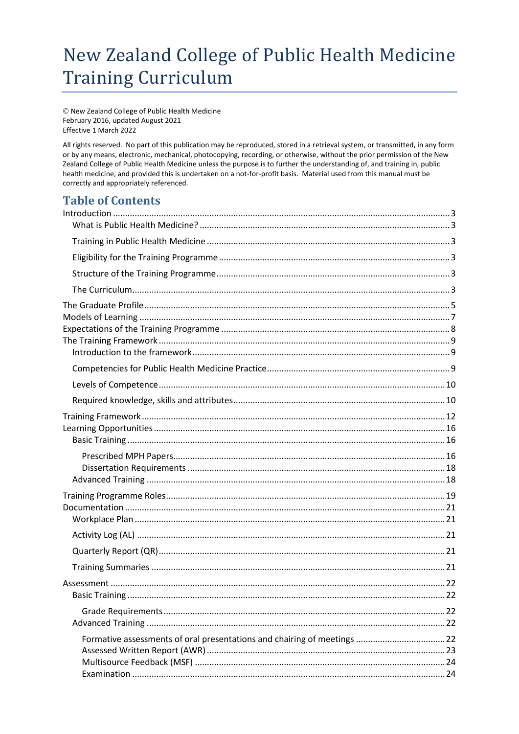# New Zealand College of Public Health Medicine Training Curriculum

© New Zealand College of Public Health Medicine
February 2016, updated August 2021
Effective 1 March 2022

All rights reserved. No part of this publication may be reproduced, stored in a retrieval system, or transmitted, in any form or by any means, electronic, mechanical, photocopying, recording, or otherwise, without the prior permission of the New Zealand College of Public Health Medicine unless the purpose is to further the understanding of, and training in, public health medicine, and provided this is undertaken on a not-for-profit basis. Material used from this manual must be correctly and appropriately referenced.

## Table of Contents

- Introduction ... 3
  - What is Public Health Medicine? ... 3
  - Training in Public Health Medicine ... 3
  - Eligibility for the Training Programme ... 3
  - Structure of the Training Programme ... 3
  - The Curriculum ... 3
- The Graduate Profile ... 5
- Models of Learning ... 7
- Expectations of the Training Programme ... 8
- The Training Framework ... 9
  - Introduction to the framework ... 9
  - Competencies for Public Health Medicine Practice ... 9
  - Levels of Competence ... 10
  - Required knowledge, skills and attributes ... 10
- Training Framework ... 12
- Learning Opportunities ... 16
  - Basic Training ... 16
    - Prescribed MPH Papers ... 16
    - Dissertation Requirements ... 18
  - Advanced Training ... 18
- Training Programme Roles ... 19
- Documentation ... 21
  - Workplace Plan ... 21
  - Activity Log (AL) ... 21
  - Quarterly Report (QR) ... 21
  - Training Summaries ... 21
- Assessment ... 22
  - Basic Training ... 22
    - Grade Requirements ... 22
  - Advanced Training ... 22
    - Formative assessments of oral presentations and chairing of meetings ... 22
    - Assessed Written Report (AWR) ... 23
    - Multisource Feedback (MSF) ... 24
    - Examination ... 24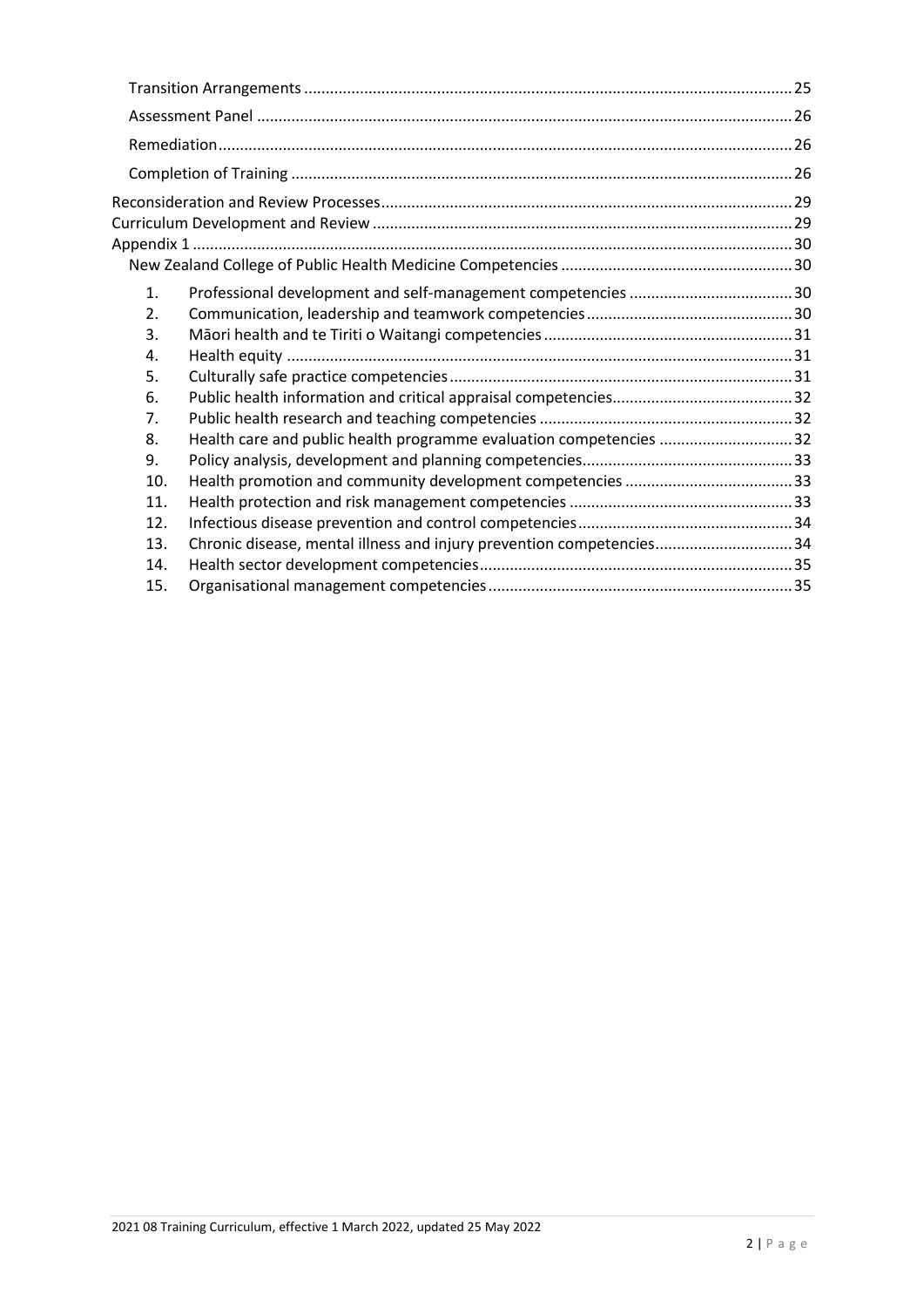Transition Arrangements ............................................................................................................ 25

Assessment Panel ...................................................................................................................... 26

Remediation ................................................................................................................................ 26

Completion of Training ............................................................................................................... 26

Reconsideration and Review Processes ............................................................................................ 29

Curriculum Development and Review ............................................................................................... 29

Appendix 1 ......................................................................................................................................... 30

New Zealand College of Public Health Medicine Competencies ................................................... 30

1. Professional development and self-management competencies ............................................ 30
2. Communication, leadership and teamwork competencies ....................................................... 30
3. Māori health and te Tiriti o Waitangi competencies ................................................................ 31
4. Health equity .............................................................................................................................. 31
5. Culturally safe practice competencies ....................................................................................... 31
6. Public health information and critical appraisal competencies ................................................. 32
7. Public health research and teaching competencies ................................................................... 32
8. Health care and public health programme evaluation competencies ....................................... 32
9. Policy analysis, development and planning competencies ........................................................ 33
10. Health promotion and community development competencies ............................................ 33
11. Health protection and risk management competencies .......................................................... 33
12. Infectious disease prevention and control competencies ........................................................ 34
13. Chronic disease, mental illness and injury prevention competencies ...................................... 34
14. Health sector development competencies ............................................................................... 35
15. Organisational management competencies ............................................................................. 35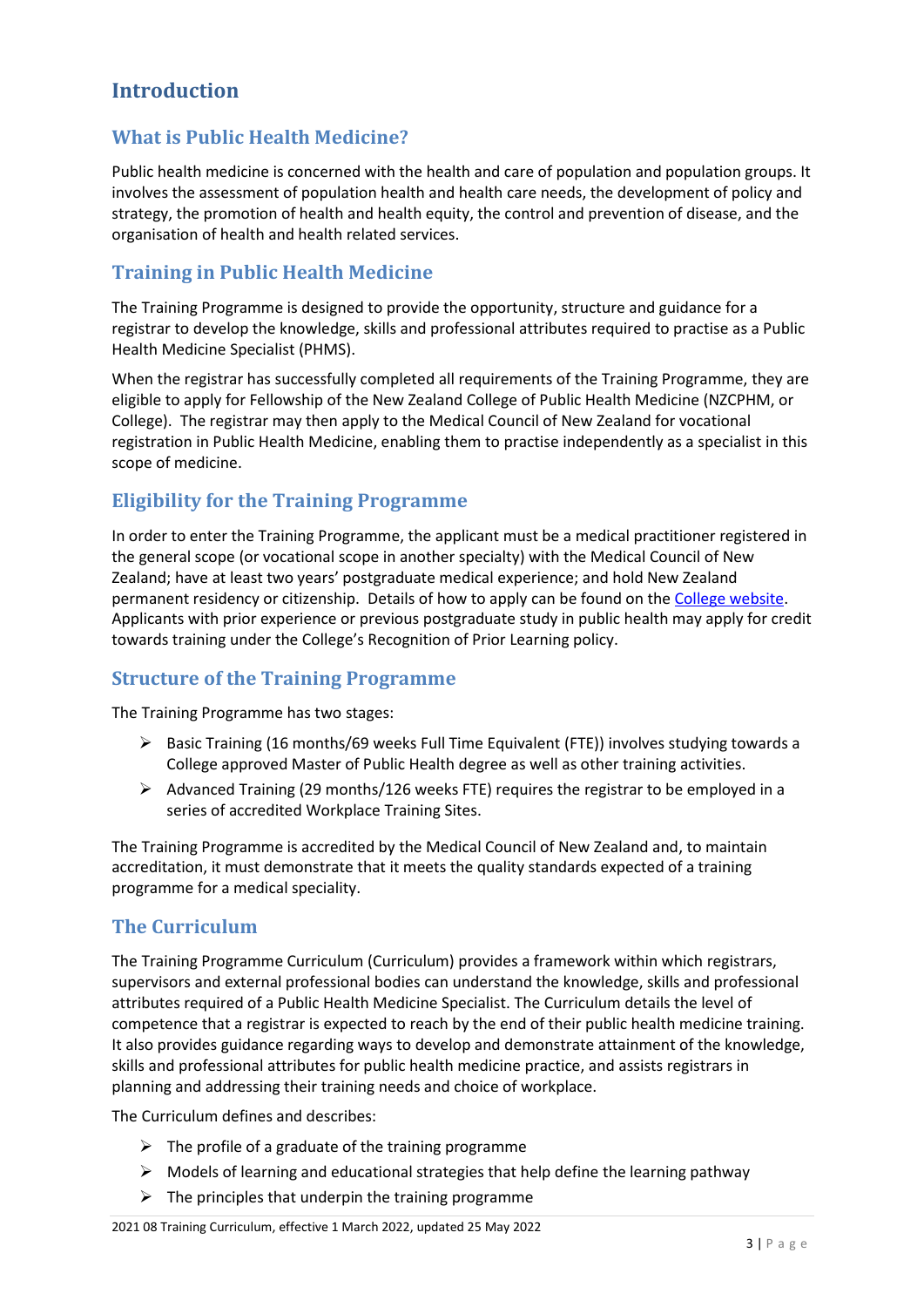# Introduction

## What is Public Health Medicine?

Public health medicine is concerned with the health and care of population and population groups. It involves the assessment of population health and health care needs, the development of policy and strategy, the promotion of health and health equity, the control and prevention of disease, and the organisation of health and health related services.

## Training in Public Health Medicine

The Training Programme is designed to provide the opportunity, structure and guidance for a registrar to develop the knowledge, skills and professional attributes required to practise as a Public Health Medicine Specialist (PHMS).

When the registrar has successfully completed all requirements of the Training Programme, they are eligible to apply for Fellowship of the New Zealand College of Public Health Medicine (NZCPHM, or College). The registrar may then apply to the Medical Council of New Zealand for vocational registration in Public Health Medicine, enabling them to practise independently as a specialist in this scope of medicine.

## Eligibility for the Training Programme

In order to enter the Training Programme, the applicant must be a medical practitioner registered in the general scope (or vocational scope in another specialty) with the Medical Council of New Zealand; have at least two years' postgraduate medical experience; and hold New Zealand permanent residency or citizenship. Details of how to apply can be found on the College website. Applicants with prior experience or previous postgraduate study in public health may apply for credit towards training under the College's Recognition of Prior Learning policy.

## Structure of the Training Programme

The Training Programme has two stages:

- Basic Training (16 months/69 weeks Full Time Equivalent (FTE)) involves studying towards a College approved Master of Public Health degree as well as other training activities.
- Advanced Training (29 months/126 weeks FTE) requires the registrar to be employed in a series of accredited Workplace Training Sites.

The Training Programme is accredited by the Medical Council of New Zealand and, to maintain accreditation, it must demonstrate that it meets the quality standards expected of a training programme for a medical speciality.

## The Curriculum

The Training Programme Curriculum (Curriculum) provides a framework within which registrars, supervisors and external professional bodies can understand the knowledge, skills and professional attributes required of a Public Health Medicine Specialist. The Curriculum details the level of competence that a registrar is expected to reach by the end of their public health medicine training. It also provides guidance regarding ways to develop and demonstrate attainment of the knowledge, skills and professional attributes for public health medicine practice, and assists registrars in planning and addressing their training needs and choice of workplace.

The Curriculum defines and describes:

- The profile of a graduate of the training programme
- Models of learning and educational strategies that help define the learning pathway
- The principles that underpin the training programme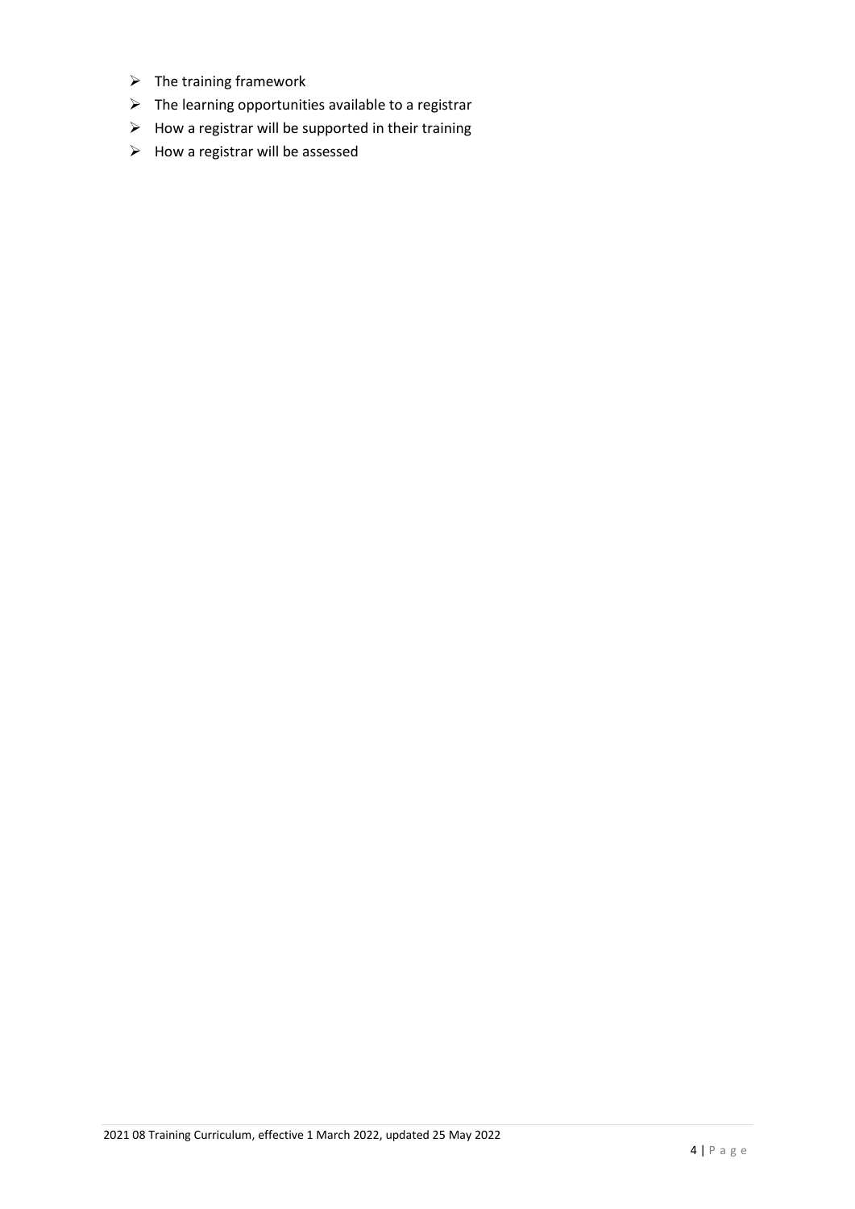- The training framework
- The learning opportunities available to a registrar
- How a registrar will be supported in their training
- How a registrar will be assessed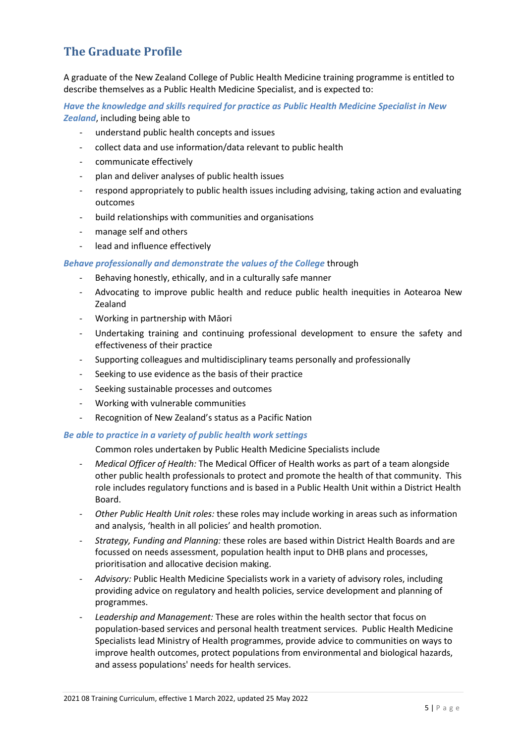## The Graduate Profile

A graduate of the New Zealand College of Public Health Medicine training programme is entitled to describe themselves as a Public Health Medicine Specialist, and is expected to:

***Have the knowledge and skills required for practice as Public Health Medicine Specialist in New Zealand***, including being able to

- understand public health concepts and issues
- collect data and use information/data relevant to public health
- communicate effectively
- plan and deliver analyses of public health issues
- respond appropriately to public health issues including advising, taking action and evaluating outcomes
- build relationships with communities and organisations
- manage self and others
- lead and influence effectively

***Behave professionally and demonstrate the values of the College*** through

- Behaving honestly, ethically, and in a culturally safe manner
- Advocating to improve public health and reduce public health inequities in Aotearoa New Zealand
- Working in partnership with Māori
- Undertaking training and continuing professional development to ensure the safety and effectiveness of their practice
- Supporting colleagues and multidisciplinary teams personally and professionally
- Seeking to use evidence as the basis of their practice
- Seeking sustainable processes and outcomes
- Working with vulnerable communities
- Recognition of New Zealand's status as a Pacific Nation

***Be able to practice in a variety of public health work settings***

Common roles undertaken by Public Health Medicine Specialists include

- *Medical Officer of Health:* The Medical Officer of Health works as part of a team alongside other public health professionals to protect and promote the health of that community. This role includes regulatory functions and is based in a Public Health Unit within a District Health Board.
- *Other Public Health Unit roles:* these roles may include working in areas such as information and analysis, 'health in all policies' and health promotion.
- *Strategy, Funding and Planning:* these roles are based within District Health Boards and are focussed on needs assessment, population health input to DHB plans and processes, prioritisation and allocative decision making.
- *Advisory:* Public Health Medicine Specialists work in a variety of advisory roles, including providing advice on regulatory and health policies, service development and planning of programmes.
- *Leadership and Management:* These are roles within the health sector that focus on population-based services and personal health treatment services. Public Health Medicine Specialists lead Ministry of Health programmes, provide advice to communities on ways to improve health outcomes, protect populations from environmental and biological hazards, and assess populations' needs for health services.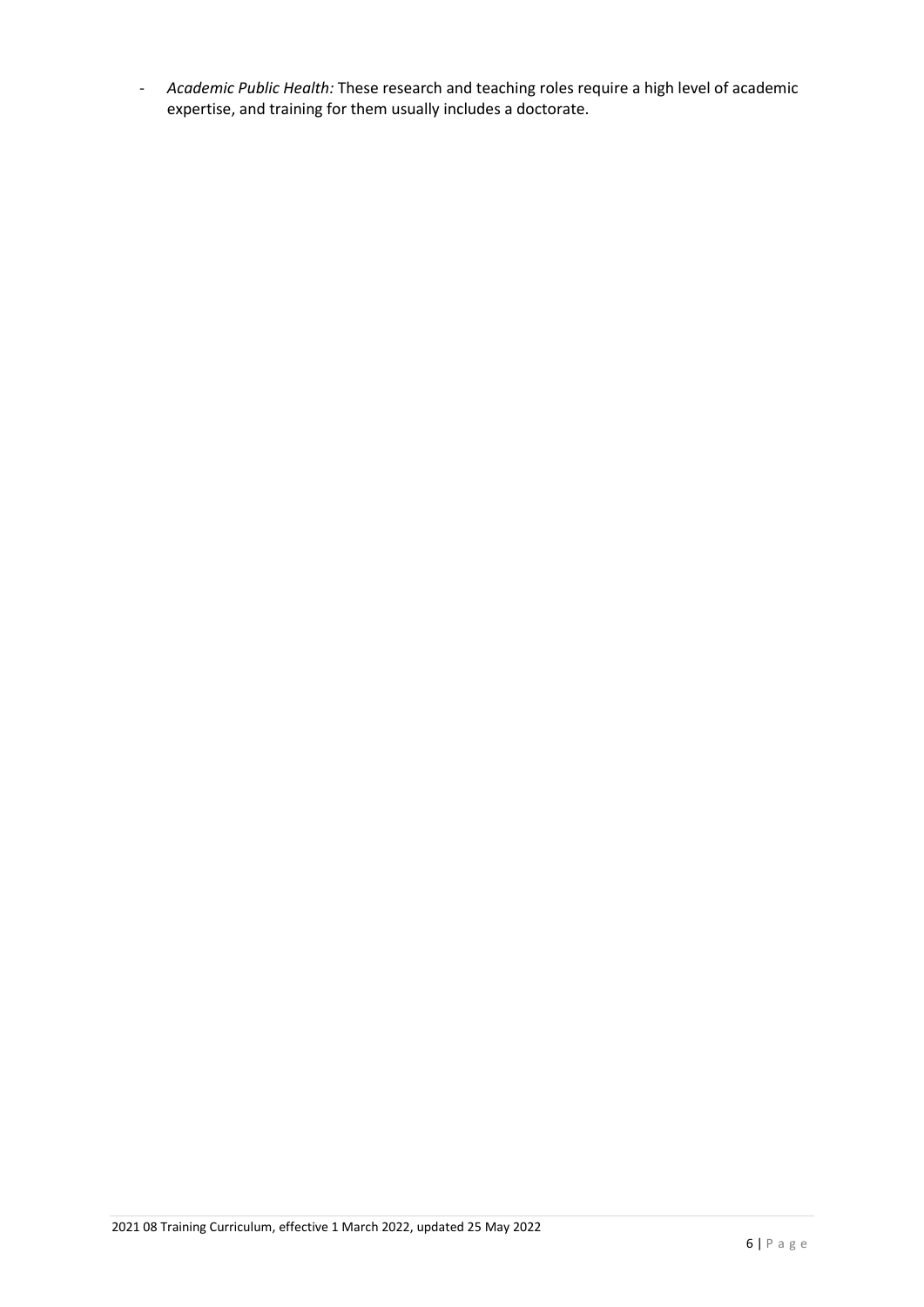- *Academic Public Health:* These research and teaching roles require a high level of academic expertise, and training for them usually includes a doctorate.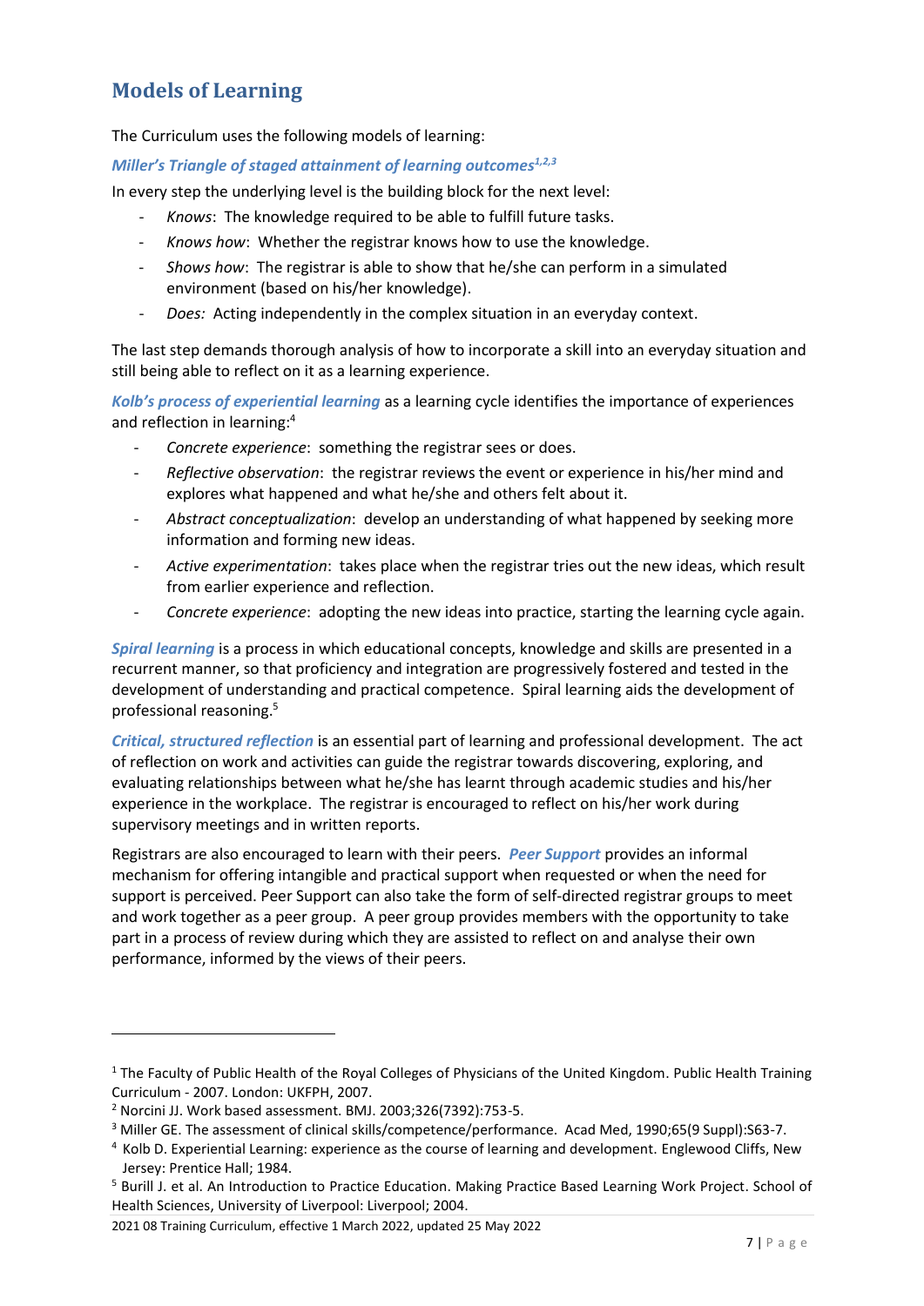## Models of Learning

The Curriculum uses the following models of learning:

***Miller's Triangle of staged attainment of learning outcomes***[1,2,3]

In every step the underlying level is the building block for the next level:

- *Knows*: The knowledge required to be able to fulfill future tasks.
- *Knows how*: Whether the registrar knows how to use the knowledge.
- *Shows how*: The registrar is able to show that he/she can perform in a simulated environment (based on his/her knowledge).
- *Does:* Acting independently in the complex situation in an everyday context.

The last step demands thorough analysis of how to incorporate a skill into an everyday situation and still being able to reflect on it as a learning experience.

***Kolb's process of experiential learning*** as a learning cycle identifies the importance of experiences and reflection in learning:[4]

- *Concrete experience*: something the registrar sees or does.
- *Reflective observation*: the registrar reviews the event or experience in his/her mind and explores what happened and what he/she and others felt about it.
- *Abstract conceptualization*: develop an understanding of what happened by seeking more information and forming new ideas.
- *Active experimentation*: takes place when the registrar tries out the new ideas, which result from earlier experience and reflection.
- *Concrete experience*: adopting the new ideas into practice, starting the learning cycle again.

***Spiral learning*** is a process in which educational concepts, knowledge and skills are presented in a recurrent manner, so that proficiency and integration are progressively fostered and tested in the development of understanding and practical competence. Spiral learning aids the development of professional reasoning.[5]

***Critical, structured reflection*** is an essential part of learning and professional development. The act of reflection on work and activities can guide the registrar towards discovering, exploring, and evaluating relationships between what he/she has learnt through academic studies and his/her experience in the workplace. The registrar is encouraged to reflect on his/her work during supervisory meetings and in written reports.

Registrars are also encouraged to learn with their peers. ***Peer Support*** provides an informal mechanism for offering intangible and practical support when requested or when the need for support is perceived. Peer Support can also take the form of self-directed registrar groups to meet and work together as a peer group. A peer group provides members with the opportunity to take part in a process of review during which they are assisted to reflect on and analyse their own performance, informed by the views of their peers.

---

[1] The Faculty of Public Health of the Royal Colleges of Physicians of the United Kingdom. Public Health Training Curriculum - 2007. London: UKFPH, 2007.

[2] Norcini JJ. Work based assessment. BMJ. 2003;326(7392):753-5.

[3] Miller GE. The assessment of clinical skills/competence/performance. Acad Med, 1990;65(9 Suppl):S63-7.

[4] Kolb D. Experiential Learning: experience as the course of learning and development. Englewood Cliffs, New Jersey: Prentice Hall; 1984.

[5] Burill J. et al. An Introduction to Practice Education. Making Practice Based Learning Work Project. School of Health Sciences, University of Liverpool: Liverpool; 2004.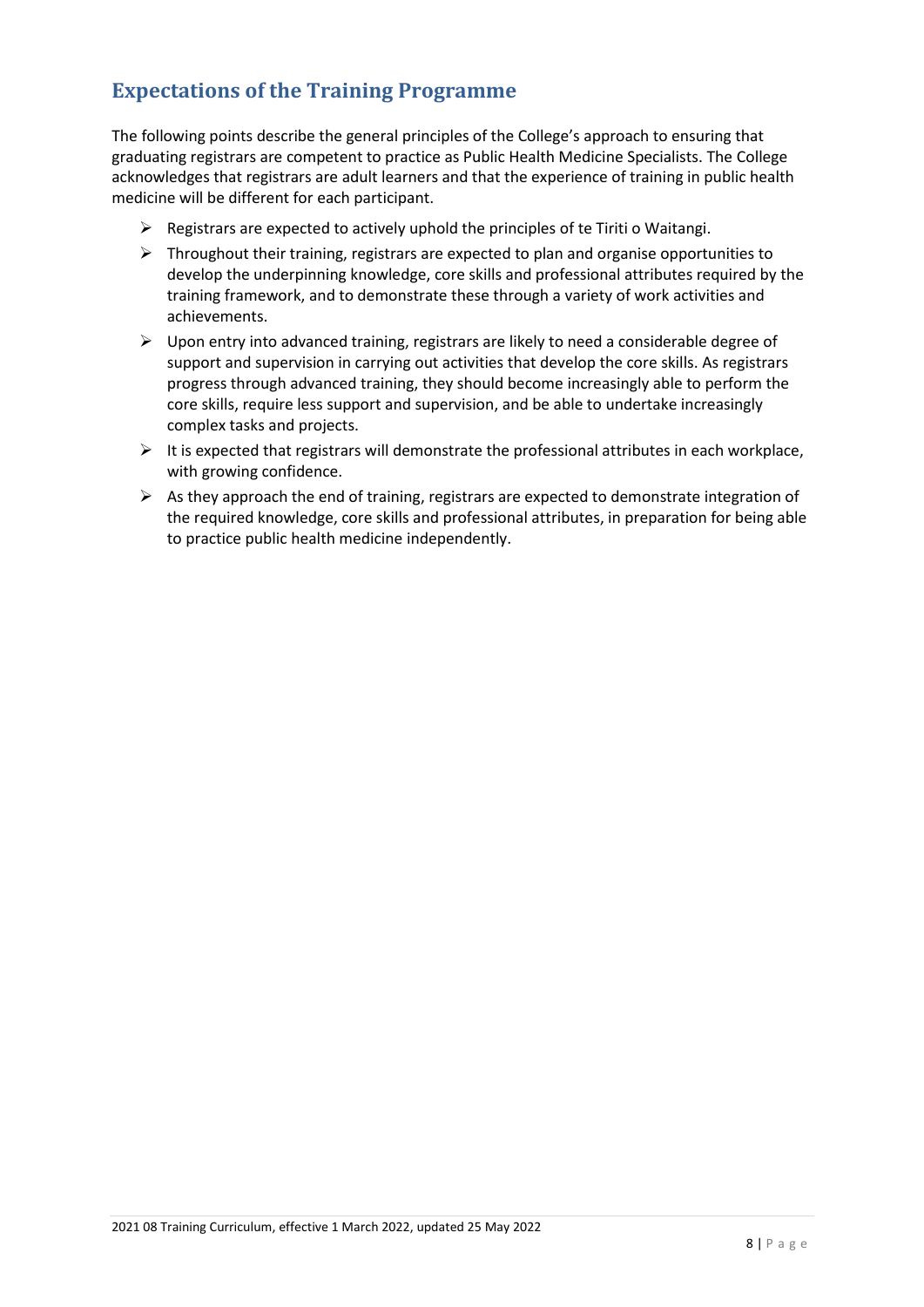## Expectations of the Training Programme

The following points describe the general principles of the College's approach to ensuring that graduating registrars are competent to practice as Public Health Medicine Specialists. The College acknowledges that registrars are adult learners and that the experience of training in public health medicine will be different for each participant.

- Registrars are expected to actively uphold the principles of te Tiriti o Waitangi.
- Throughout their training, registrars are expected to plan and organise opportunities to develop the underpinning knowledge, core skills and professional attributes required by the training framework, and to demonstrate these through a variety of work activities and achievements.
- Upon entry into advanced training, registrars are likely to need a considerable degree of support and supervision in carrying out activities that develop the core skills. As registrars progress through advanced training, they should become increasingly able to perform the core skills, require less support and supervision, and be able to undertake increasingly complex tasks and projects.
- It is expected that registrars will demonstrate the professional attributes in each workplace, with growing confidence.
- As they approach the end of training, registrars are expected to demonstrate integration of the required knowledge, core skills and professional attributes, in preparation for being able to practice public health medicine independently.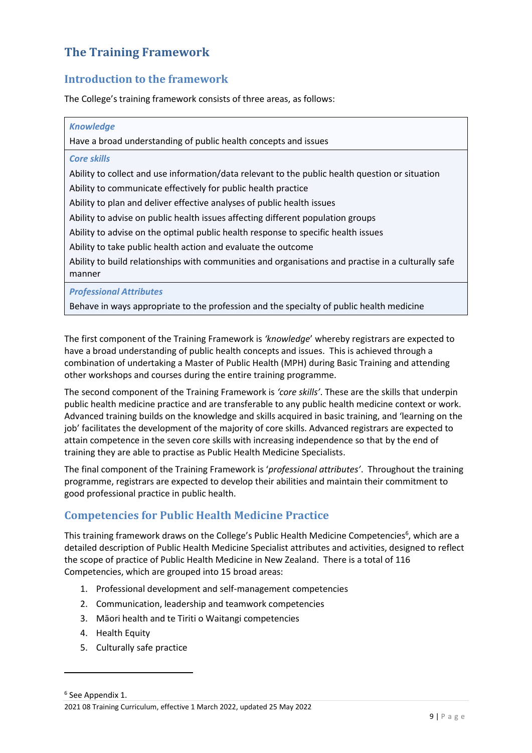## The Training Framework

### Introduction to the framework

The College's training framework consists of three areas, as follows:

| *Knowledge* |
| --- |
| Have a broad understanding of public health concepts and issues |
| ***Core skills*** |
| Ability to collect and use information/data relevant to the public health question or situation |
| Ability to communicate effectively for public health practice |
| Ability to plan and deliver effective analyses of public health issues |
| Ability to advise on public health issues affecting different population groups |
| Ability to advise on the optimal public health response to specific health issues |
| Ability to take public health action and evaluate the outcome |
| Ability to build relationships with communities and organisations and practise in a culturally safe manner |
| ***Professional Attributes*** |
| Behave in ways appropriate to the profession and the specialty of public health medicine |

The first component of the Training Framework is *'knowledge*' whereby registrars are expected to have a broad understanding of public health concepts and issues. This is achieved through a combination of undertaking a Master of Public Health (MPH) during Basic Training and attending other workshops and courses during the entire training programme.

The second component of the Training Framework is *'core skills'*. These are the skills that underpin public health medicine practice and are transferable to any public health medicine context or work. Advanced training builds on the knowledge and skills acquired in basic training, and 'learning on the job' facilitates the development of the majority of core skills. Advanced registrars are expected to attain competence in the seven core skills with increasing independence so that by the end of training they are able to practise as Public Health Medicine Specialists.

The final component of the Training Framework is '*professional attributes'*. Throughout the training programme, registrars are expected to develop their abilities and maintain their commitment to good professional practice in public health.

### Competencies for Public Health Medicine Practice

This training framework draws on the College's Public Health Medicine Competencies[6], which are a detailed description of Public Health Medicine Specialist attributes and activities, designed to reflect the scope of practice of Public Health Medicine in New Zealand. There is a total of 116 Competencies, which are grouped into 15 broad areas:

1. Professional development and self-management competencies
2. Communication, leadership and teamwork competencies
3. Māori health and te Tiriti o Waitangi competencies
4. Health Equity
5. Culturally safe practice

[6] See Appendix 1.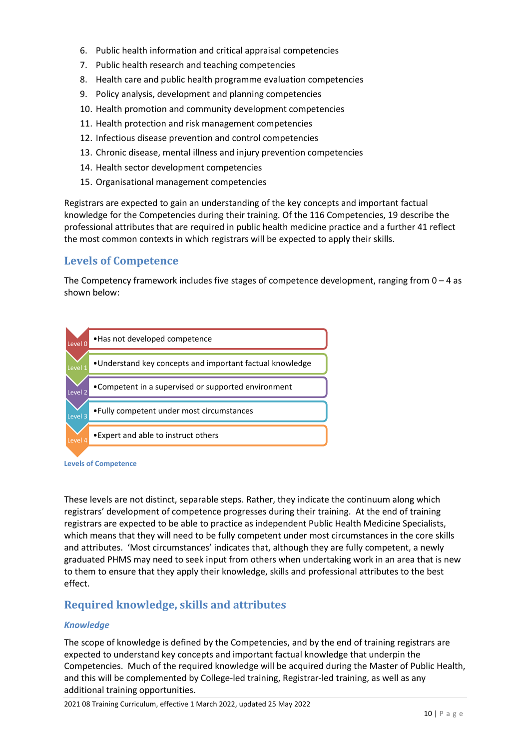6. Public health information and critical appraisal competencies
7. Public health research and teaching competencies
8. Health care and public health programme evaluation competencies
9. Policy analysis, development and planning competencies
10. Health promotion and community development competencies
11. Health protection and risk management competencies
12. Infectious disease prevention and control competencies
13. Chronic disease, mental illness and injury prevention competencies
14. Health sector development competencies
15. Organisational management competencies

Registrars are expected to gain an understanding of the key concepts and important factual knowledge for the Competencies during their training. Of the 116 Competencies, 19 describe the professional attributes that are required in public health medicine practice and a further 41 reflect the most common contexts in which registrars will be expected to apply their skills.

## Levels of Competence

The Competency framework includes five stages of competence development, ranging from 0 – 4 as shown below:

| Level | Description |
| --- | --- |
| Level 0 | Has not developed competence |
| Level 1 | Understand key concepts and important factual knowledge |
| Level 2 | Competent in a supervised or supported environment |
| Level 3 | Fully competent under most circumstances |
| Level 4 | Expert and able to instruct others |

Levels of Competence

These levels are not distinct, separable steps. Rather, they indicate the continuum along which registrars' development of competence progresses during their training. At the end of training registrars are expected to be able to practice as independent Public Health Medicine Specialists, which means that they will need to be fully competent under most circumstances in the core skills and attributes. 'Most circumstances' indicates that, although they are fully competent, a newly graduated PHMS may need to seek input from others when undertaking work in an area that is new to them to ensure that they apply their knowledge, skills and professional attributes to the best effect.

## Required knowledge, skills and attributes

### *Knowledge*

The scope of knowledge is defined by the Competencies, and by the end of training registrars are expected to understand key concepts and important factual knowledge that underpin the Competencies. Much of the required knowledge will be acquired during the Master of Public Health, and this will be complemented by College-led training, Registrar-led training, as well as any additional training opportunities.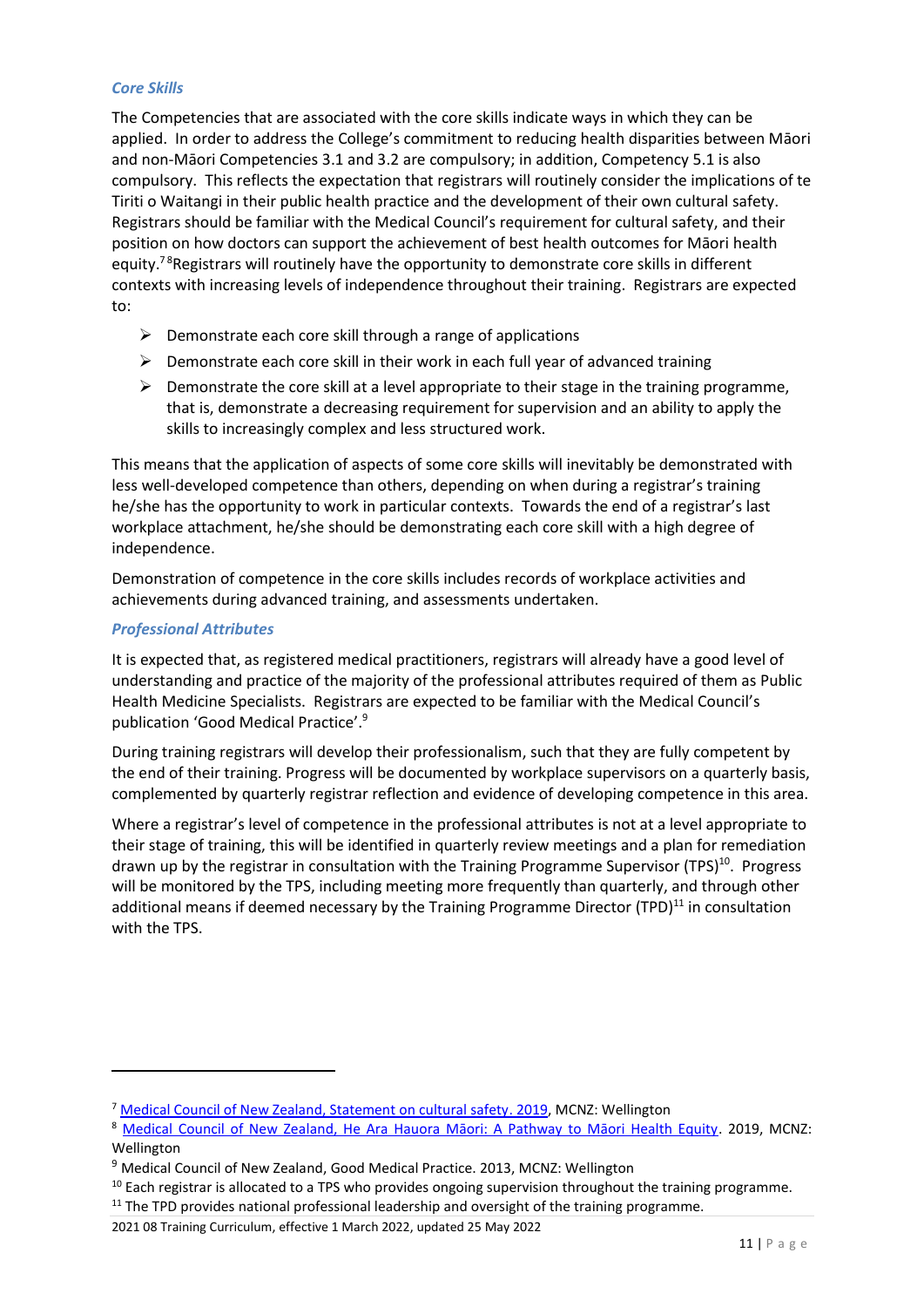### *Core Skills*

The Competencies that are associated with the core skills indicate ways in which they can be applied. In order to address the College's commitment to reducing health disparities between Māori and non-Māori Competencies 3.1 and 3.2 are compulsory; in addition, Competency 5.1 is also compulsory. This reflects the expectation that registrars will routinely consider the implications of te Tiriti o Waitangi in their public health practice and the development of their own cultural safety. Registrars should be familiar with the Medical Council's requirement for cultural safety, and their position on how doctors can support the achievement of best health outcomes for Māori health equity.[7] [8]Registrars will routinely have the opportunity to demonstrate core skills in different contexts with increasing levels of independence throughout their training. Registrars are expected to:

- Demonstrate each core skill through a range of applications
- Demonstrate each core skill in their work in each full year of advanced training
- Demonstrate the core skill at a level appropriate to their stage in the training programme, that is, demonstrate a decreasing requirement for supervision and an ability to apply the skills to increasingly complex and less structured work.

This means that the application of aspects of some core skills will inevitably be demonstrated with less well-developed competence than others, depending on when during a registrar's training he/she has the opportunity to work in particular contexts. Towards the end of a registrar's last workplace attachment, he/she should be demonstrating each core skill with a high degree of independence.

Demonstration of competence in the core skills includes records of workplace activities and achievements during advanced training, and assessments undertaken.

### *Professional Attributes*

It is expected that, as registered medical practitioners, registrars will already have a good level of understanding and practice of the majority of the professional attributes required of them as Public Health Medicine Specialists. Registrars are expected to be familiar with the Medical Council's publication 'Good Medical Practice'.[9]

During training registrars will develop their professionalism, such that they are fully competent by the end of their training. Progress will be documented by workplace supervisors on a quarterly basis, complemented by quarterly registrar reflection and evidence of developing competence in this area.

Where a registrar's level of competence in the professional attributes is not at a level appropriate to their stage of training, this will be identified in quarterly review meetings and a plan for remediation drawn up by the registrar in consultation with the Training Programme Supervisor (TPS)[10]. Progress will be monitored by the TPS, including meeting more frequently than quarterly, and through other additional means if deemed necessary by the Training Programme Director (TPD)[11] in consultation with the TPS.

---

[7] Medical Council of New Zealand, Statement on cultural safety. 2019, MCNZ: Wellington

[8] Medical Council of New Zealand, He Ara Hauora Māori: A Pathway to Māori Health Equity. 2019, MCNZ: Wellington

[9] Medical Council of New Zealand, Good Medical Practice. 2013, MCNZ: Wellington

[10] Each registrar is allocated to a TPS who provides ongoing supervision throughout the training programme.

[11] The TPD provides national professional leadership and oversight of the training programme.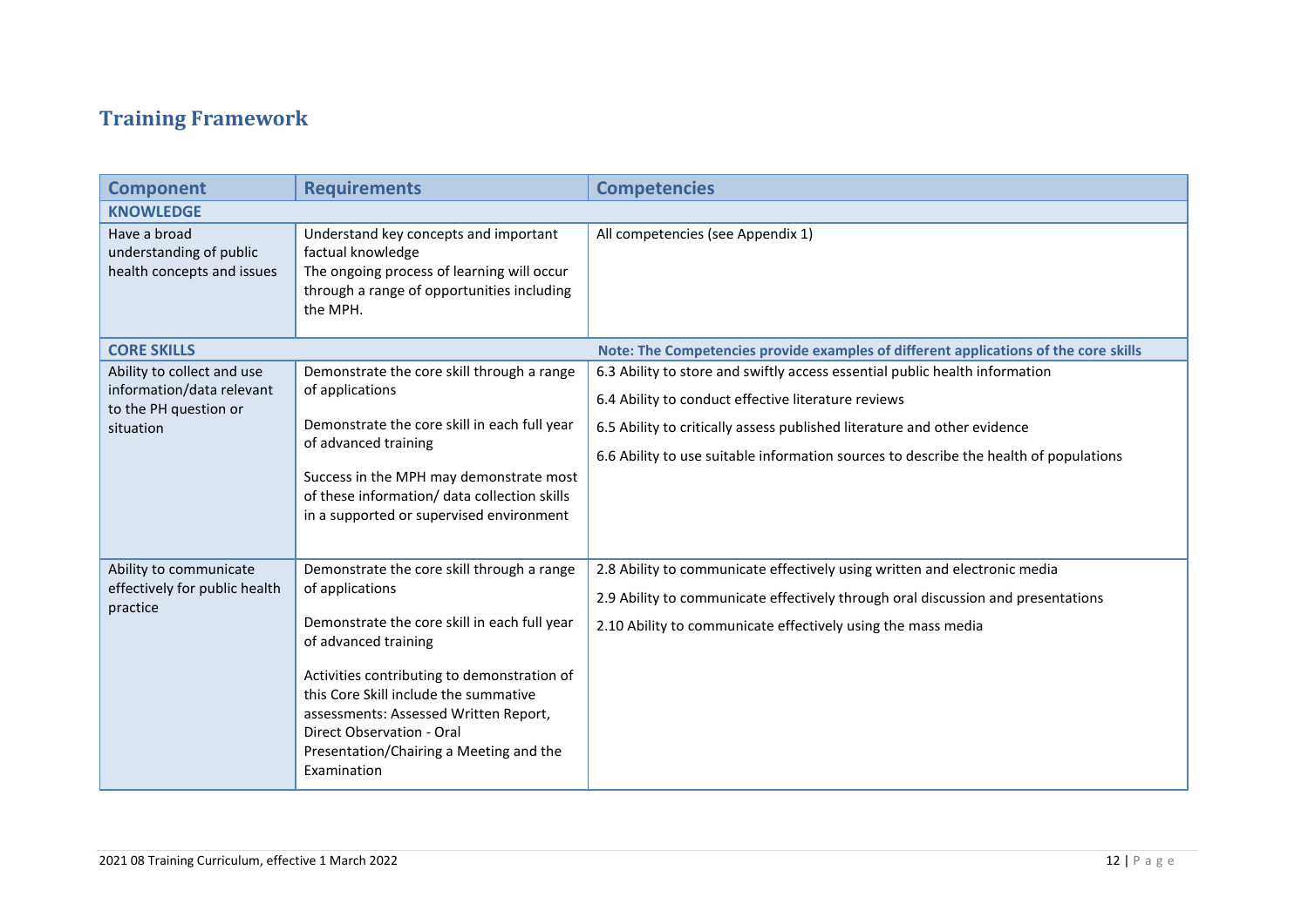## Training Framework

| Component | Requirements | Competencies |
|---|---|---|
| **KNOWLEDGE** | | |
| Have a broad understanding of public health concepts and issues | Understand key concepts and important factual knowledge<br>The ongoing process of learning will occur through a range of opportunities including the MPH. | All competencies (see Appendix 1) |
| **CORE SKILLS** | | **Note: The Competencies provide examples of different applications of the core skills** |
| Ability to collect and use information/data relevant to the PH question or situation | Demonstrate the core skill through a range of applications<br><br>Demonstrate the core skill in each full year of advanced training<br><br>Success in the MPH may demonstrate most of these information/ data collection skills in a supported or supervised environment | 6.3 Ability to store and swiftly access essential public health information<br><br>6.4 Ability to conduct effective literature reviews<br><br>6.5 Ability to critically assess published literature and other evidence<br><br>6.6 Ability to use suitable information sources to describe the health of populations |
| Ability to communicate effectively for public health practice | Demonstrate the core skill through a range of applications<br><br>Demonstrate the core skill in each full year of advanced training<br><br>Activities contributing to demonstration of this Core Skill include the summative assessments: Assessed Written Report, Direct Observation - Oral Presentation/Chairing a Meeting and the Examination | 2.8 Ability to communicate effectively using written and electronic media<br><br>2.9 Ability to communicate effectively through oral discussion and presentations<br><br>2.10 Ability to communicate effectively using the mass media |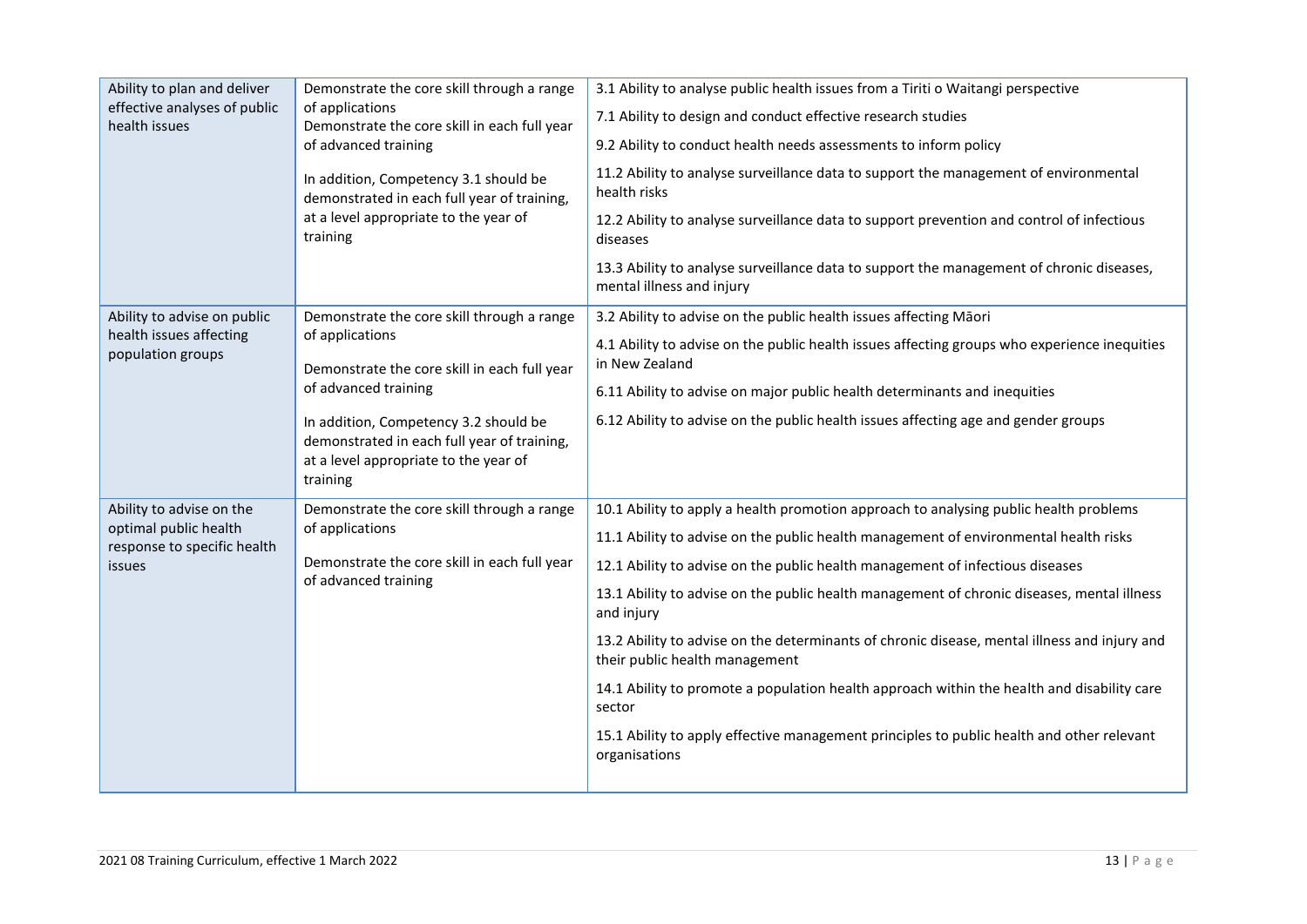| | | |
|---|---|---|
| Ability to plan and deliver effective analyses of public health issues | Demonstrate the core skill through a range of applications<br>Demonstrate the core skill in each full year of advanced training<br><br>In addition, Competency 3.1 should be demonstrated in each full year of training, at a level appropriate to the year of training | 3.1 Ability to analyse public health issues from a Tiriti o Waitangi perspective<br><br>7.1 Ability to design and conduct effective research studies<br><br>9.2 Ability to conduct health needs assessments to inform policy<br><br>11.2 Ability to analyse surveillance data to support the management of environmental health risks<br><br>12.2 Ability to analyse surveillance data to support prevention and control of infectious diseases<br><br>13.3 Ability to analyse surveillance data to support the management of chronic diseases, mental illness and injury |
| Ability to advise on public health issues affecting population groups | Demonstrate the core skill through a range of applications<br><br>Demonstrate the core skill in each full year of advanced training<br><br>In addition, Competency 3.2 should be demonstrated in each full year of training, at a level appropriate to the year of training | 3.2 Ability to advise on the public health issues affecting Māori<br><br>4.1 Ability to advise on the public health issues affecting groups who experience inequities in New Zealand<br><br>6.11 Ability to advise on major public health determinants and inequities<br><br>6.12 Ability to advise on the public health issues affecting age and gender groups |
| Ability to advise on the optimal public health response to specific health issues | Demonstrate the core skill through a range of applications<br><br>Demonstrate the core skill in each full year of advanced training | 10.1 Ability to apply a health promotion approach to analysing public health problems<br><br>11.1 Ability to advise on the public health management of environmental health risks<br><br>12.1 Ability to advise on the public health management of infectious diseases<br><br>13.1 Ability to advise on the public health management of chronic diseases, mental illness and injury<br><br>13.2 Ability to advise on the determinants of chronic disease, mental illness and injury and their public health management<br><br>14.1 Ability to promote a population health approach within the health and disability care sector<br><br>15.1 Ability to apply effective management principles to public health and other relevant organisations |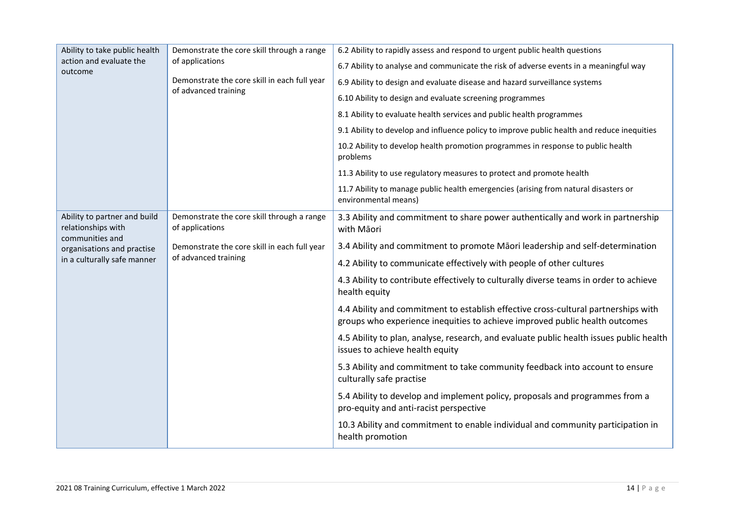| Ability to take public health action and evaluate the outcome | Demonstrate the core skill through a range of applications<br><br>Demonstrate the core skill in each full year of advanced training | 6.2 Ability to rapidly assess and respond to urgent public health questions<br><br>6.7 Ability to analyse and communicate the risk of adverse events in a meaningful way<br><br>6.9 Ability to design and evaluate disease and hazard surveillance systems<br><br>6.10 Ability to design and evaluate screening programmes<br><br>8.1 Ability to evaluate health services and public health programmes<br><br>9.1 Ability to develop and influence policy to improve public health and reduce inequities<br><br>10.2 Ability to develop health promotion programmes in response to public health problems<br><br>11.3 Ability to use regulatory measures to protect and promote health<br><br>11.7 Ability to manage public health emergencies (arising from natural disasters or environmental means) |
|---|---|---|
| Ability to partner and build relationships with communities and organisations and practise in a culturally safe manner | Demonstrate the core skill through a range of applications<br><br>Demonstrate the core skill in each full year of advanced training | 3.3 Ability and commitment to share power authentically and work in partnership with Māori<br><br>3.4 Ability and commitment to promote Māori leadership and self-determination<br><br>4.2 Ability to communicate effectively with people of other cultures<br><br>4.3 Ability to contribute effectively to culturally diverse teams in order to achieve health equity<br><br>4.4 Ability and commitment to establish effective cross-cultural partnerships with groups who experience inequities to achieve improved public health outcomes<br><br>4.5 Ability to plan, analyse, research, and evaluate public health issues public health issues to achieve health equity<br><br>5.3 Ability and commitment to take community feedback into account to ensure culturally safe practise<br><br>5.4 Ability to develop and implement policy, proposals and programmes from a pro-equity and anti-racist perspective<br><br>10.3 Ability and commitment to enable individual and community participation in health promotion |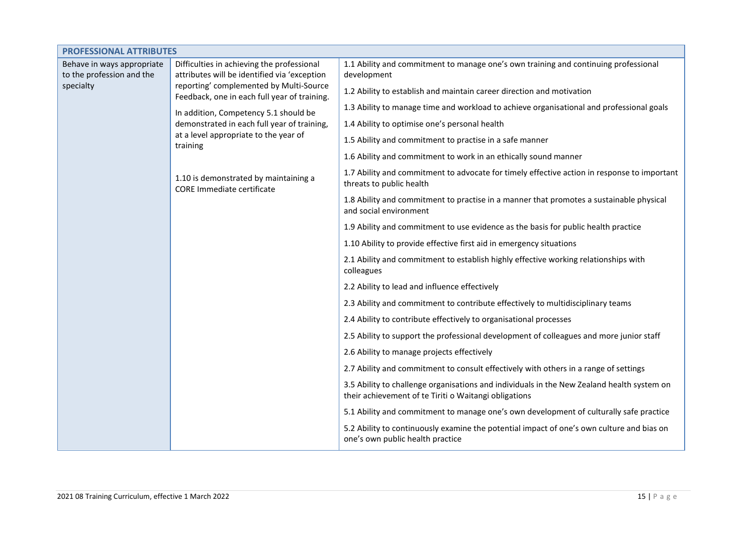| PROFESSIONAL ATTRIBUTES | | |
|---|---|---|
| Behave in ways appropriate to the profession and the specialty | Difficulties in achieving the professional attributes will be identified via 'exception reporting' complemented by Multi-Source Feedback, one in each full year of training.<br><br>In addition, Competency 5.1 should be demonstrated in each full year of training, at a level appropriate to the year of training<br><br>1.10 is demonstrated by maintaining a CORE Immediate certificate | 1.1 Ability and commitment to manage one's own training and continuing professional development |
| | | 1.2 Ability to establish and maintain career direction and motivation |
| | | 1.3 Ability to manage time and workload to achieve organisational and professional goals |
| | | 1.4 Ability to optimise one's personal health |
| | | 1.5 Ability and commitment to practise in a safe manner |
| | | 1.6 Ability and commitment to work in an ethically sound manner |
| | | 1.7 Ability and commitment to advocate for timely effective action in response to important threats to public health |
| | | 1.8 Ability and commitment to practise in a manner that promotes a sustainable physical and social environment |
| | | 1.9 Ability and commitment to use evidence as the basis for public health practice |
| | | 1.10 Ability to provide effective first aid in emergency situations |
| | | 2.1 Ability and commitment to establish highly effective working relationships with colleagues |
| | | 2.2 Ability to lead and influence effectively |
| | | 2.3 Ability and commitment to contribute effectively to multidisciplinary teams |
| | | 2.4 Ability to contribute effectively to organisational processes |
| | | 2.5 Ability to support the professional development of colleagues and more junior staff |
| | | 2.6 Ability to manage projects effectively |
| | | 2.7 Ability and commitment to consult effectively with others in a range of settings |
| | | 3.5 Ability to challenge organisations and individuals in the New Zealand health system on their achievement of te Tiriti o Waitangi obligations |
| | | 5.1 Ability and commitment to manage one's own development of culturally safe practice |
| | | 5.2 Ability to continuously examine the potential impact of one's own culture and bias on one's own public health practice |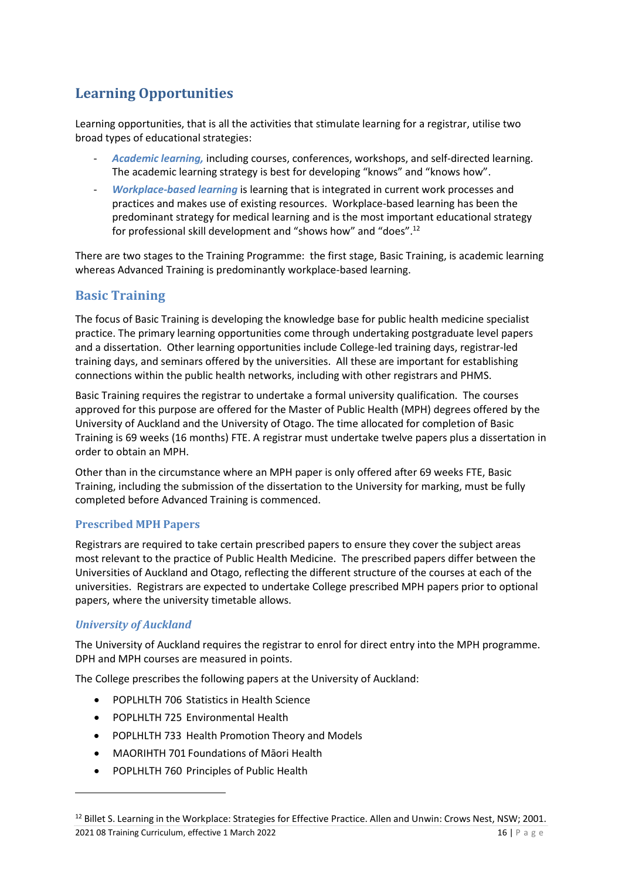## Learning Opportunities

Learning opportunities, that is all the activities that stimulate learning for a registrar, utilise two broad types of educational strategies:

- *Academic learning,* including courses, conferences, workshops, and self-directed learning. The academic learning strategy is best for developing "knows" and "knows how".
- *Workplace-based learning* is learning that is integrated in current work processes and practices and makes use of existing resources. Workplace-based learning has been the predominant strategy for medical learning and is the most important educational strategy for professional skill development and "shows how" and "does".[12]

There are two stages to the Training Programme: the first stage, Basic Training, is academic learning whereas Advanced Training is predominantly workplace-based learning.

## Basic Training

The focus of Basic Training is developing the knowledge base for public health medicine specialist practice. The primary learning opportunities come through undertaking postgraduate level papers and a dissertation. Other learning opportunities include College-led training days, registrar-led training days, and seminars offered by the universities. All these are important for establishing connections within the public health networks, including with other registrars and PHMS.

Basic Training requires the registrar to undertake a formal university qualification. The courses approved for this purpose are offered for the Master of Public Health (MPH) degrees offered by the University of Auckland and the University of Otago. The time allocated for completion of Basic Training is 69 weeks (16 months) FTE. A registrar must undertake twelve papers plus a dissertation in order to obtain an MPH.

Other than in the circumstance where an MPH paper is only offered after 69 weeks FTE, Basic Training, including the submission of the dissertation to the University for marking, must be fully completed before Advanced Training is commenced.

### Prescribed MPH Papers

Registrars are required to take certain prescribed papers to ensure they cover the subject areas most relevant to the practice of Public Health Medicine. The prescribed papers differ between the Universities of Auckland and Otago, reflecting the different structure of the courses at each of the universities. Registrars are expected to undertake College prescribed MPH papers prior to optional papers, where the university timetable allows.

#### *University of Auckland*

The University of Auckland requires the registrar to enrol for direct entry into the MPH programme. DPH and MPH courses are measured in points.

The College prescribes the following papers at the University of Auckland:

- POPLHLTH 706 Statistics in Health Science
- POPLHLTH 725 Environmental Health
- POPLHLTH 733 Health Promotion Theory and Models
- MAORIHTH 701 Foundations of Māori Health
- POPLHLTH 760 Principles of Public Health

---

[12] Billet S. Learning in the Workplace: Strategies for Effective Practice. Allen and Unwin: Crows Nest, NSW; 2001.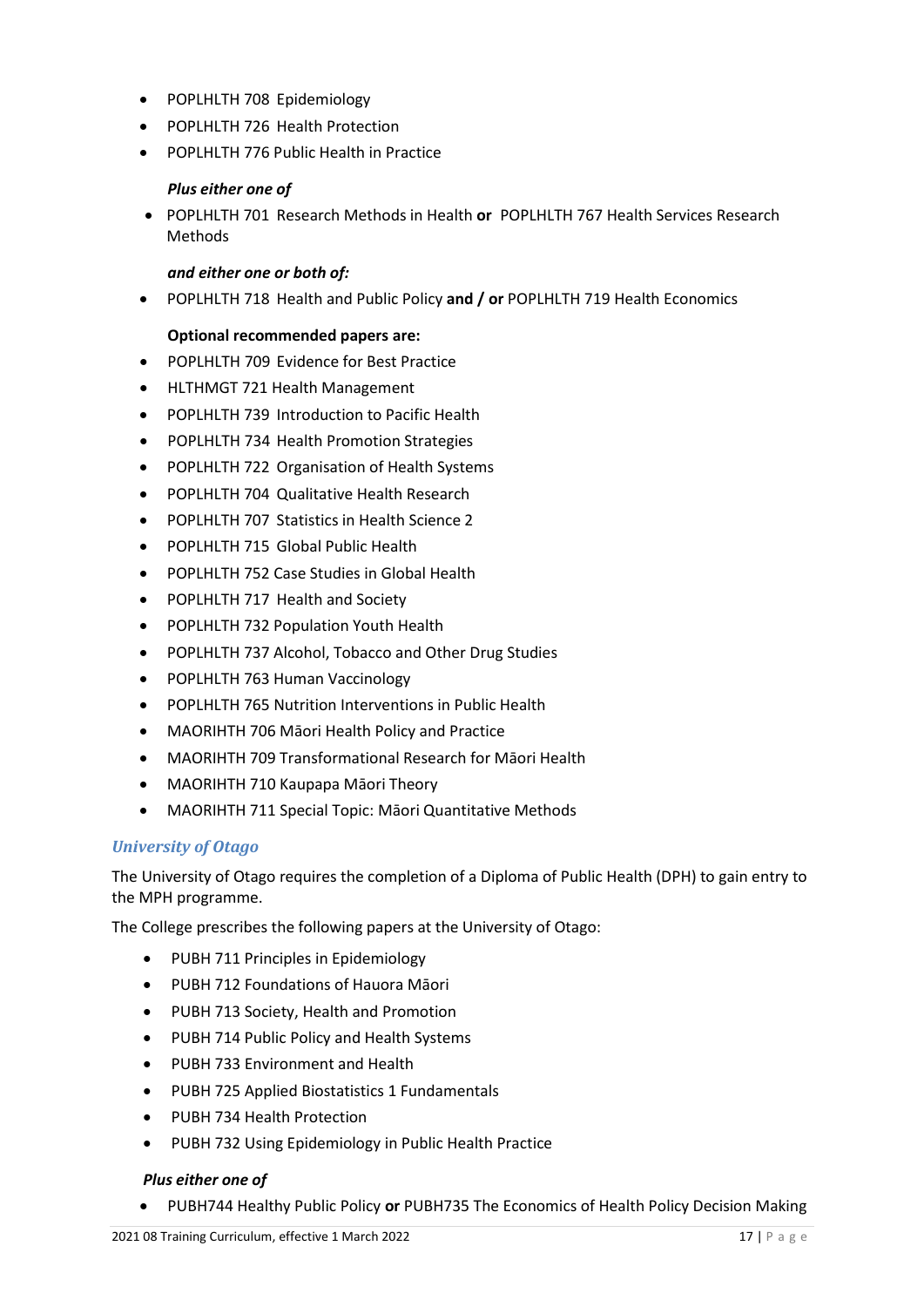- POPLHLTH 708 Epidemiology
- POPLHLTH 726 Health Protection
- POPLHLTH 776 Public Health in Practice

***Plus either one of***

- POPLHLTH 701 Research Methods in Health **or** POPLHLTH 767 Health Services Research Methods

***and either one or both of:***

- POPLHLTH 718 Health and Public Policy **and / or** POPLHLTH 719 Health Economics

**Optional recommended papers are:**

- POPLHLTH 709 Evidence for Best Practice
- HLTHMGT 721 Health Management
- POPLHLTH 739 Introduction to Pacific Health
- POPLHLTH 734 Health Promotion Strategies
- POPLHLTH 722 Organisation of Health Systems
- POPLHLTH 704 Qualitative Health Research
- POPLHLTH 707 Statistics in Health Science 2
- POPLHLTH 715 Global Public Health
- POPLHLTH 752 Case Studies in Global Health
- POPLHLTH 717 Health and Society
- POPLHLTH 732 Population Youth Health
- POPLHLTH 737 Alcohol, Tobacco and Other Drug Studies
- POPLHLTH 763 Human Vaccinology
- POPLHLTH 765 Nutrition Interventions in Public Health
- MAORIHTH 706 Māori Health Policy and Practice
- MAORIHTH 709 Transformational Research for Māori Health
- MAORIHTH 710 Kaupapa Māori Theory
- MAORIHTH 711 Special Topic: Māori Quantitative Methods

### *University of Otago*

The University of Otago requires the completion of a Diploma of Public Health (DPH) to gain entry to the MPH programme.

The College prescribes the following papers at the University of Otago:

- PUBH 711 Principles in Epidemiology
- PUBH 712 Foundations of Hauora Māori
- PUBH 713 Society, Health and Promotion
- PUBH 714 Public Policy and Health Systems
- PUBH 733 Environment and Health
- PUBH 725 Applied Biostatistics 1 Fundamentals
- PUBH 734 Health Protection
- PUBH 732 Using Epidemiology in Public Health Practice

***Plus either one of***

- PUBH744 Healthy Public Policy **or** PUBH735 The Economics of Health Policy Decision Making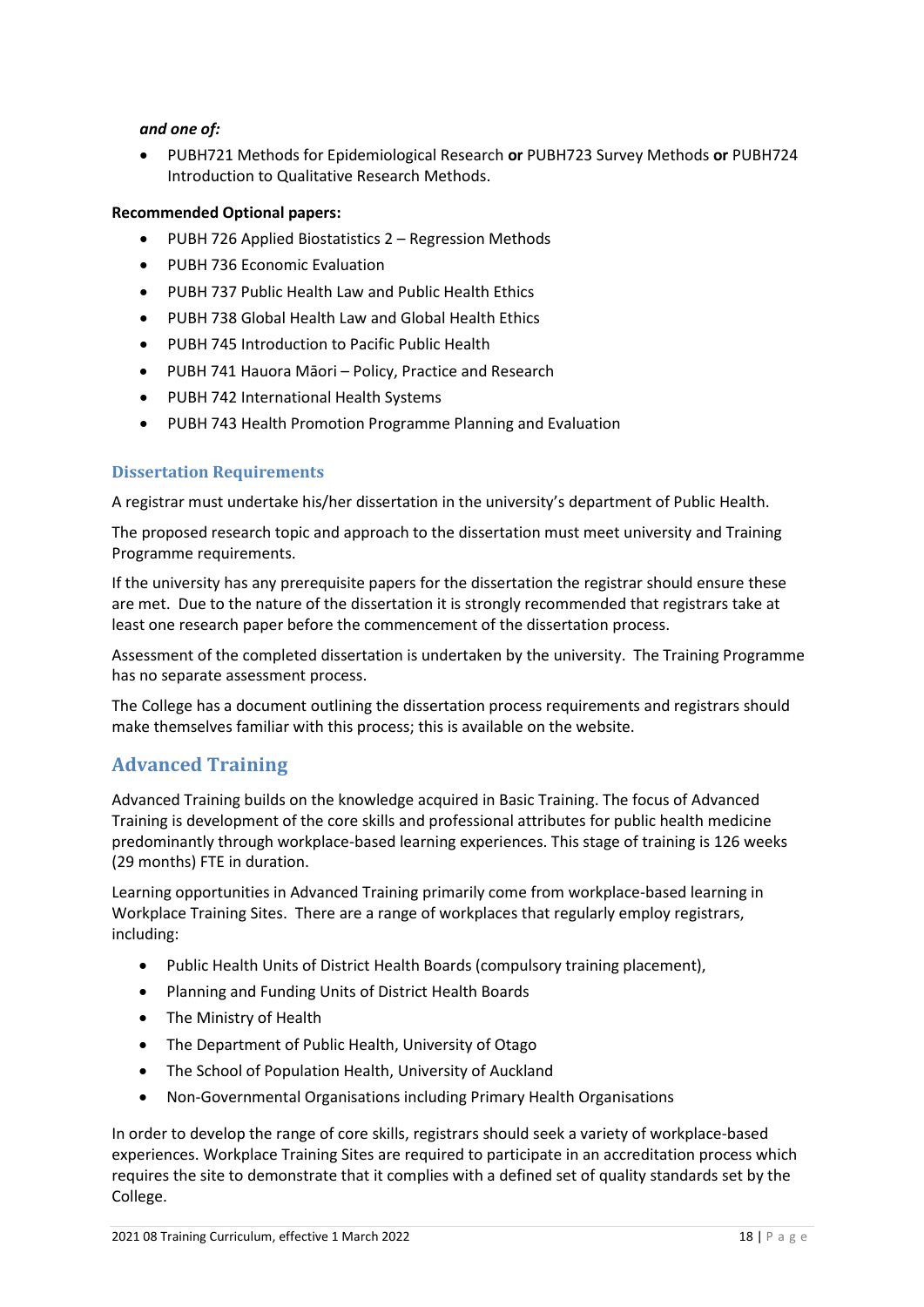***and one of:***

- PUBH721 Methods for Epidemiological Research **or** PUBH723 Survey Methods **or** PUBH724 Introduction to Qualitative Research Methods.

**Recommended Optional papers:**

- PUBH 726 Applied Biostatistics 2 – Regression Methods
- PUBH 736 Economic Evaluation
- PUBH 737 Public Health Law and Public Health Ethics
- PUBH 738 Global Health Law and Global Health Ethics
- PUBH 745 Introduction to Pacific Public Health
- PUBH 741 Hauora Māori – Policy, Practice and Research
- PUBH 742 International Health Systems
- PUBH 743 Health Promotion Programme Planning and Evaluation

### Dissertation Requirements

A registrar must undertake his/her dissertation in the university's department of Public Health.

The proposed research topic and approach to the dissertation must meet university and Training Programme requirements.

If the university has any prerequisite papers for the dissertation the registrar should ensure these are met. Due to the nature of the dissertation it is strongly recommended that registrars take at least one research paper before the commencement of the dissertation process.

Assessment of the completed dissertation is undertaken by the university. The Training Programme has no separate assessment process.

The College has a document outlining the dissertation process requirements and registrars should make themselves familiar with this process; this is available on the website.

## Advanced Training

Advanced Training builds on the knowledge acquired in Basic Training. The focus of Advanced Training is development of the core skills and professional attributes for public health medicine predominantly through workplace-based learning experiences. This stage of training is 126 weeks (29 months) FTE in duration.

Learning opportunities in Advanced Training primarily come from workplace-based learning in Workplace Training Sites. There are a range of workplaces that regularly employ registrars, including:

- Public Health Units of District Health Boards (compulsory training placement),
- Planning and Funding Units of District Health Boards
- The Ministry of Health
- The Department of Public Health, University of Otago
- The School of Population Health, University of Auckland
- Non-Governmental Organisations including Primary Health Organisations

In order to develop the range of core skills, registrars should seek a variety of workplace-based experiences. Workplace Training Sites are required to participate in an accreditation process which requires the site to demonstrate that it complies with a defined set of quality standards set by the College.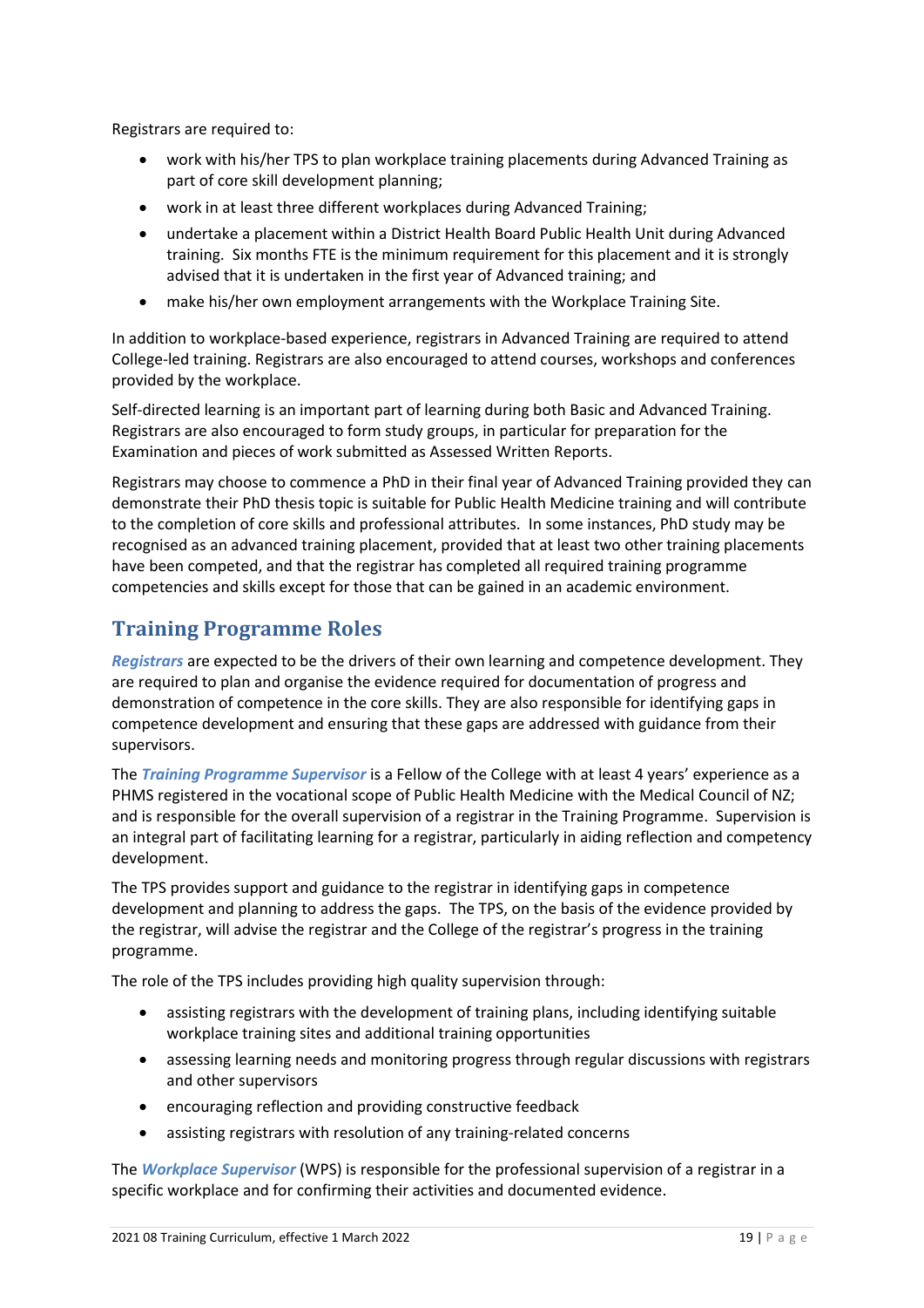Registrars are required to:

- work with his/her TPS to plan workplace training placements during Advanced Training as part of core skill development planning;
- work in at least three different workplaces during Advanced Training;
- undertake a placement within a District Health Board Public Health Unit during Advanced training. Six months FTE is the minimum requirement for this placement and it is strongly advised that it is undertaken in the first year of Advanced training; and
- make his/her own employment arrangements with the Workplace Training Site.

In addition to workplace-based experience, registrars in Advanced Training are required to attend College-led training. Registrars are also encouraged to attend courses, workshops and conferences provided by the workplace.

Self-directed learning is an important part of learning during both Basic and Advanced Training. Registrars are also encouraged to form study groups, in particular for preparation for the Examination and pieces of work submitted as Assessed Written Reports.

Registrars may choose to commence a PhD in their final year of Advanced Training provided they can demonstrate their PhD thesis topic is suitable for Public Health Medicine training and will contribute to the completion of core skills and professional attributes. In some instances, PhD study may be recognised as an advanced training placement, provided that at least two other training placements have been competed, and that the registrar has completed all required training programme competencies and skills except for those that can be gained in an academic environment.

## Training Programme Roles

***Registrars*** are expected to be the drivers of their own learning and competence development. They are required to plan and organise the evidence required for documentation of progress and demonstration of competence in the core skills. They are also responsible for identifying gaps in competence development and ensuring that these gaps are addressed with guidance from their supervisors.

The ***Training Programme Supervisor*** is a Fellow of the College with at least 4 years' experience as a PHMS registered in the vocational scope of Public Health Medicine with the Medical Council of NZ; and is responsible for the overall supervision of a registrar in the Training Programme. Supervision is an integral part of facilitating learning for a registrar, particularly in aiding reflection and competency development.

The TPS provides support and guidance to the registrar in identifying gaps in competence development and planning to address the gaps. The TPS, on the basis of the evidence provided by the registrar, will advise the registrar and the College of the registrar's progress in the training programme.

The role of the TPS includes providing high quality supervision through:

- assisting registrars with the development of training plans, including identifying suitable workplace training sites and additional training opportunities
- assessing learning needs and monitoring progress through regular discussions with registrars and other supervisors
- encouraging reflection and providing constructive feedback
- assisting registrars with resolution of any training-related concerns

The ***Workplace Supervisor*** (WPS) is responsible for the professional supervision of a registrar in a specific workplace and for confirming their activities and documented evidence.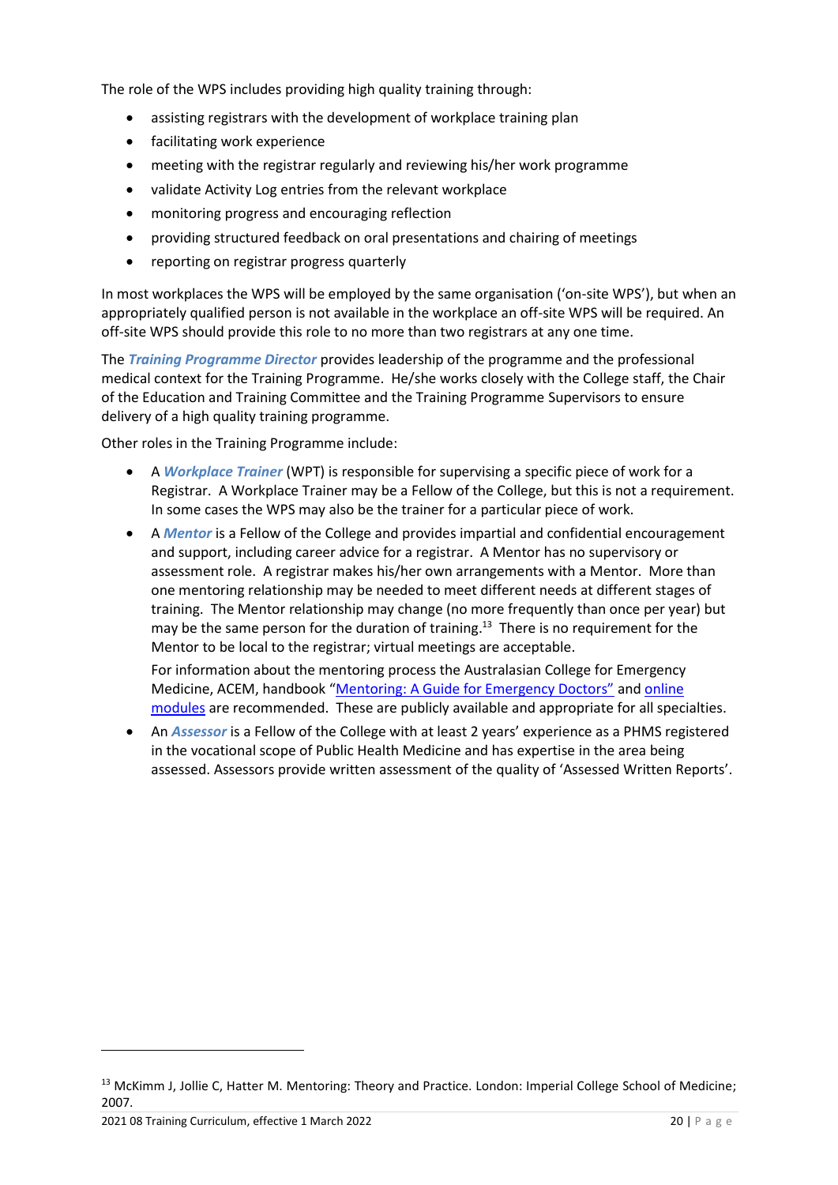The role of the WPS includes providing high quality training through:

- assisting registrars with the development of workplace training plan
- facilitating work experience
- meeting with the registrar regularly and reviewing his/her work programme
- validate Activity Log entries from the relevant workplace
- monitoring progress and encouraging reflection
- providing structured feedback on oral presentations and chairing of meetings
- reporting on registrar progress quarterly

In most workplaces the WPS will be employed by the same organisation ('on-site WPS'), but when an appropriately qualified person is not available in the workplace an off-site WPS will be required. An off-site WPS should provide this role to no more than two registrars at any one time.

The ***Training Programme Director*** provides leadership of the programme and the professional medical context for the Training Programme. He/she works closely with the College staff, the Chair of the Education and Training Committee and the Training Programme Supervisors to ensure delivery of a high quality training programme.

Other roles in the Training Programme include:

- A ***Workplace Trainer*** (WPT) is responsible for supervising a specific piece of work for a Registrar. A Workplace Trainer may be a Fellow of the College, but this is not a requirement. In some cases the WPS may also be the trainer for a particular piece of work.
- A ***Mentor*** is a Fellow of the College and provides impartial and confidential encouragement and support, including career advice for a registrar. A Mentor has no supervisory or assessment role. A registrar makes his/her own arrangements with a Mentor. More than one mentoring relationship may be needed to meet different needs at different stages of training. The Mentor relationship may change (no more frequently than once per year) but may be the same person for the duration of training.[13] There is no requirement for the Mentor to be local to the registrar; virtual meetings are acceptable.

  For information about the mentoring process the Australasian College for Emergency Medicine, ACEM, handbook "Mentoring: A Guide for Emergency Doctors" and online modules are recommended. These are publicly available and appropriate for all specialties.
- An ***Assessor*** is a Fellow of the College with at least 2 years' experience as a PHMS registered in the vocational scope of Public Health Medicine and has expertise in the area being assessed. Assessors provide written assessment of the quality of 'Assessed Written Reports'.

---

[13] McKimm J, Jollie C, Hatter M. Mentoring: Theory and Practice. London: Imperial College School of Medicine; 2007.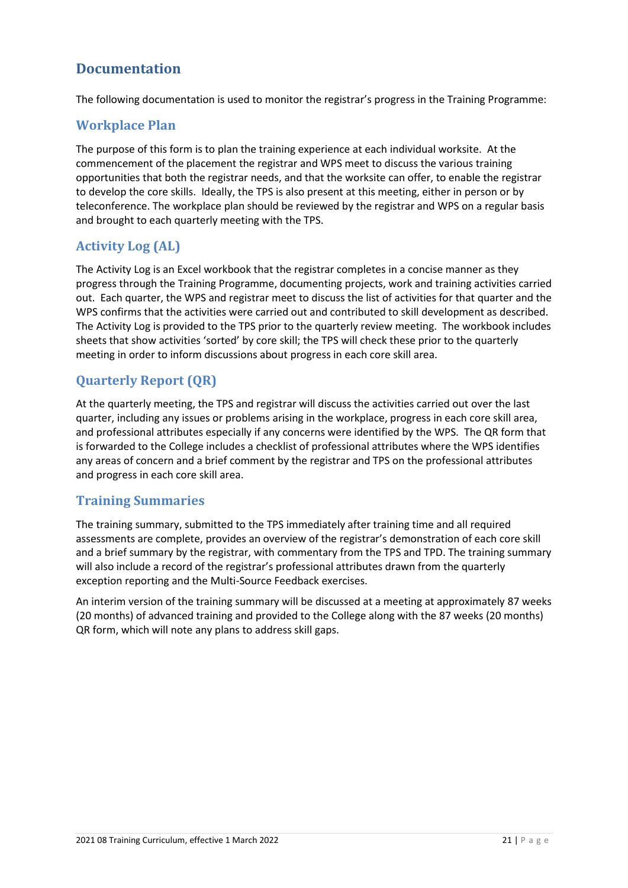## Documentation

The following documentation is used to monitor the registrar's progress in the Training Programme:

### Workplace Plan

The purpose of this form is to plan the training experience at each individual worksite. At the commencement of the placement the registrar and WPS meet to discuss the various training opportunities that both the registrar needs, and that the worksite can offer, to enable the registrar to develop the core skills. Ideally, the TPS is also present at this meeting, either in person or by teleconference. The workplace plan should be reviewed by the registrar and WPS on a regular basis and brought to each quarterly meeting with the TPS.

### Activity Log (AL)

The Activity Log is an Excel workbook that the registrar completes in a concise manner as they progress through the Training Programme, documenting projects, work and training activities carried out. Each quarter, the WPS and registrar meet to discuss the list of activities for that quarter and the WPS confirms that the activities were carried out and contributed to skill development as described. The Activity Log is provided to the TPS prior to the quarterly review meeting. The workbook includes sheets that show activities 'sorted' by core skill; the TPS will check these prior to the quarterly meeting in order to inform discussions about progress in each core skill area.

### Quarterly Report (QR)

At the quarterly meeting, the TPS and registrar will discuss the activities carried out over the last quarter, including any issues or problems arising in the workplace, progress in each core skill area, and professional attributes especially if any concerns were identified by the WPS. The QR form that is forwarded to the College includes a checklist of professional attributes where the WPS identifies any areas of concern and a brief comment by the registrar and TPS on the professional attributes and progress in each core skill area.

### Training Summaries

The training summary, submitted to the TPS immediately after training time and all required assessments are complete, provides an overview of the registrar's demonstration of each core skill and a brief summary by the registrar, with commentary from the TPS and TPD. The training summary will also include a record of the registrar's professional attributes drawn from the quarterly exception reporting and the Multi-Source Feedback exercises.

An interim version of the training summary will be discussed at a meeting at approximately 87 weeks (20 months) of advanced training and provided to the College along with the 87 weeks (20 months) QR form, which will note any plans to address skill gaps.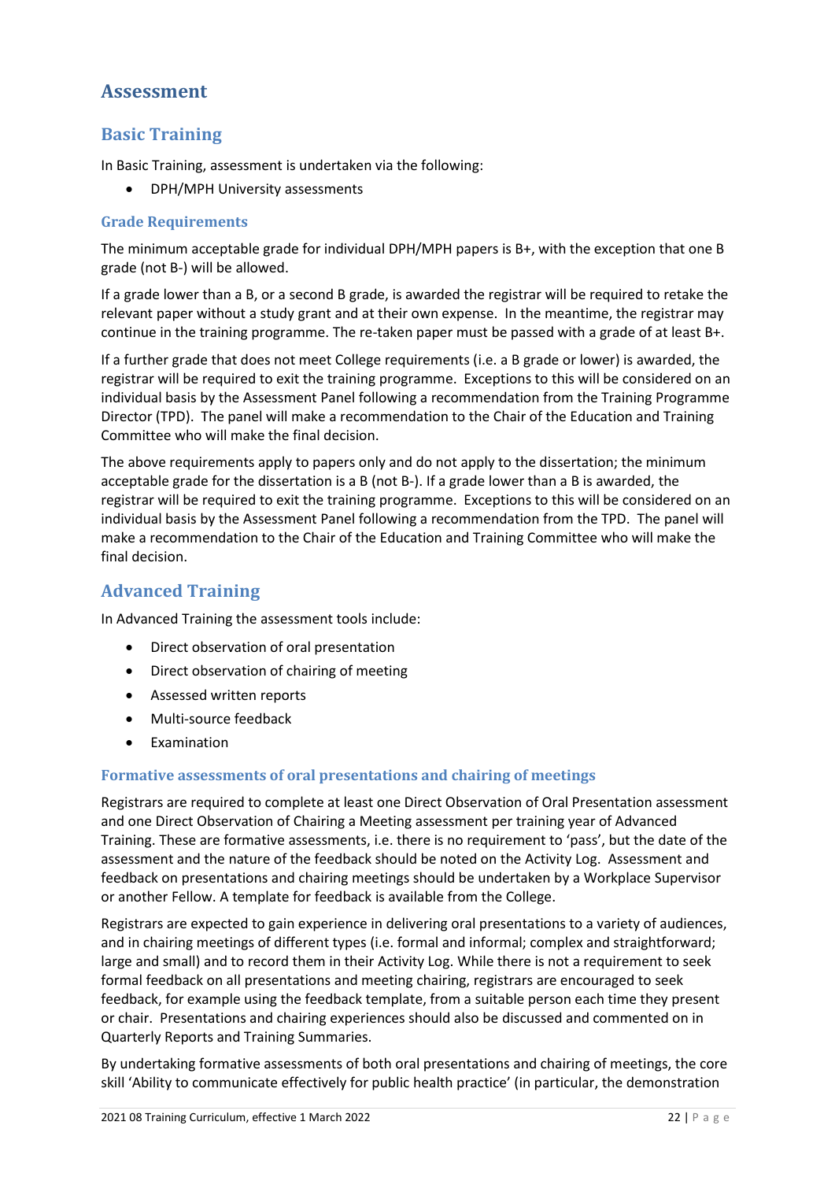## Assessment

### Basic Training

In Basic Training, assessment is undertaken via the following:

- DPH/MPH University assessments

#### Grade Requirements

The minimum acceptable grade for individual DPH/MPH papers is B+, with the exception that one B grade (not B-) will be allowed.

If a grade lower than a B, or a second B grade, is awarded the registrar will be required to retake the relevant paper without a study grant and at their own expense. In the meantime, the registrar may continue in the training programme. The re-taken paper must be passed with a grade of at least B+.

If a further grade that does not meet College requirements (i.e. a B grade or lower) is awarded, the registrar will be required to exit the training programme. Exceptions to this will be considered on an individual basis by the Assessment Panel following a recommendation from the Training Programme Director (TPD). The panel will make a recommendation to the Chair of the Education and Training Committee who will make the final decision.

The above requirements apply to papers only and do not apply to the dissertation; the minimum acceptable grade for the dissertation is a B (not B-). If a grade lower than a B is awarded, the registrar will be required to exit the training programme. Exceptions to this will be considered on an individual basis by the Assessment Panel following a recommendation from the TPD. The panel will make a recommendation to the Chair of the Education and Training Committee who will make the final decision.

### Advanced Training

In Advanced Training the assessment tools include:

- Direct observation of oral presentation
- Direct observation of chairing of meeting
- Assessed written reports
- Multi-source feedback
- Examination

#### Formative assessments of oral presentations and chairing of meetings

Registrars are required to complete at least one Direct Observation of Oral Presentation assessment and one Direct Observation of Chairing a Meeting assessment per training year of Advanced Training. These are formative assessments, i.e. there is no requirement to 'pass', but the date of the assessment and the nature of the feedback should be noted on the Activity Log. Assessment and feedback on presentations and chairing meetings should be undertaken by a Workplace Supervisor or another Fellow. A template for feedback is available from the College.

Registrars are expected to gain experience in delivering oral presentations to a variety of audiences, and in chairing meetings of different types (i.e. formal and informal; complex and straightforward; large and small) and to record them in their Activity Log. While there is not a requirement to seek formal feedback on all presentations and meeting chairing, registrars are encouraged to seek feedback, for example using the feedback template, from a suitable person each time they present or chair. Presentations and chairing experiences should also be discussed and commented on in Quarterly Reports and Training Summaries.

By undertaking formative assessments of both oral presentations and chairing of meetings, the core skill 'Ability to communicate effectively for public health practice' (in particular, the demonstration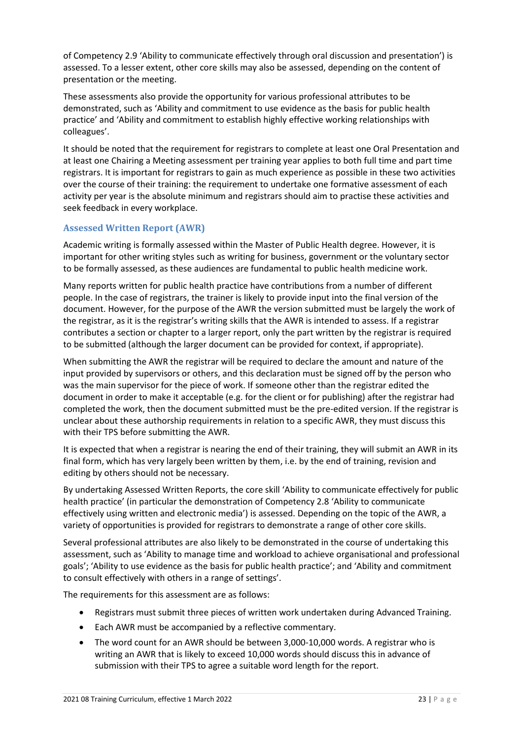of Competency 2.9 'Ability to communicate effectively through oral discussion and presentation') is assessed. To a lesser extent, other core skills may also be assessed, depending on the content of presentation or the meeting.

These assessments also provide the opportunity for various professional attributes to be demonstrated, such as 'Ability and commitment to use evidence as the basis for public health practice' and 'Ability and commitment to establish highly effective working relationships with colleagues'.

It should be noted that the requirement for registrars to complete at least one Oral Presentation and at least one Chairing a Meeting assessment per training year applies to both full time and part time registrars. It is important for registrars to gain as much experience as possible in these two activities over the course of their training: the requirement to undertake one formative assessment of each activity per year is the absolute minimum and registrars should aim to practise these activities and seek feedback in every workplace.

### Assessed Written Report (AWR)

Academic writing is formally assessed within the Master of Public Health degree. However, it is important for other writing styles such as writing for business, government or the voluntary sector to be formally assessed, as these audiences are fundamental to public health medicine work.

Many reports written for public health practice have contributions from a number of different people. In the case of registrars, the trainer is likely to provide input into the final version of the document. However, for the purpose of the AWR the version submitted must be largely the work of the registrar, as it is the registrar's writing skills that the AWR is intended to assess. If a registrar contributes a section or chapter to a larger report, only the part written by the registrar is required to be submitted (although the larger document can be provided for context, if appropriate).

When submitting the AWR the registrar will be required to declare the amount and nature of the input provided by supervisors or others, and this declaration must be signed off by the person who was the main supervisor for the piece of work. If someone other than the registrar edited the document in order to make it acceptable (e.g. for the client or for publishing) after the registrar had completed the work, then the document submitted must be the pre-edited version. If the registrar is unclear about these authorship requirements in relation to a specific AWR, they must discuss this with their TPS before submitting the AWR.

It is expected that when a registrar is nearing the end of their training, they will submit an AWR in its final form, which has very largely been written by them, i.e. by the end of training, revision and editing by others should not be necessary.

By undertaking Assessed Written Reports, the core skill 'Ability to communicate effectively for public health practice' (in particular the demonstration of Competency 2.8 'Ability to communicate effectively using written and electronic media') is assessed. Depending on the topic of the AWR, a variety of opportunities is provided for registrars to demonstrate a range of other core skills.

Several professional attributes are also likely to be demonstrated in the course of undertaking this assessment, such as 'Ability to manage time and workload to achieve organisational and professional goals'; 'Ability to use evidence as the basis for public health practice'; and 'Ability and commitment to consult effectively with others in a range of settings'.

The requirements for this assessment are as follows:

- Registrars must submit three pieces of written work undertaken during Advanced Training.
- Each AWR must be accompanied by a reflective commentary.
- The word count for an AWR should be between 3,000-10,000 words. A registrar who is writing an AWR that is likely to exceed 10,000 words should discuss this in advance of submission with their TPS to agree a suitable word length for the report.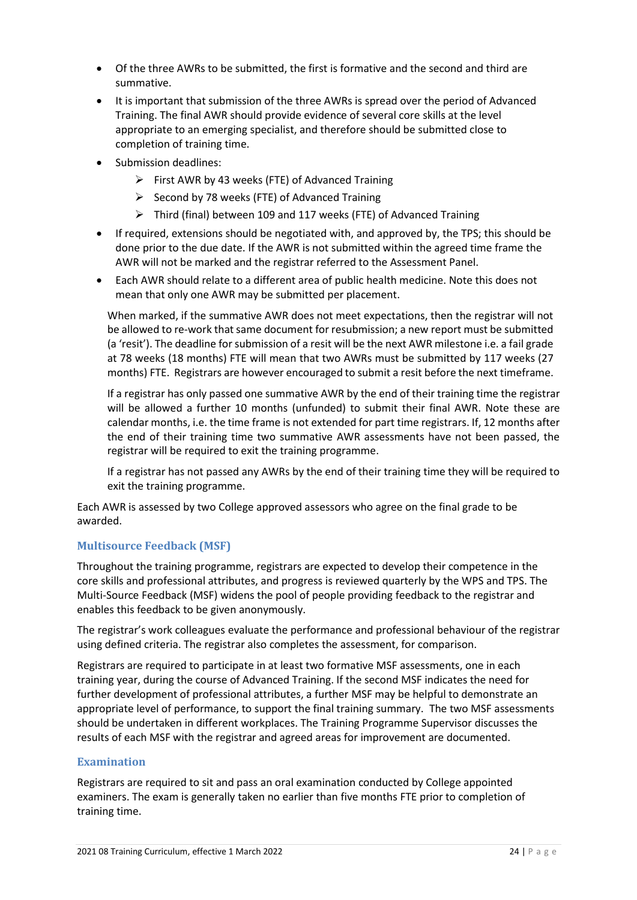- Of the three AWRs to be submitted, the first is formative and the second and third are summative.
- It is important that submission of the three AWRs is spread over the period of Advanced Training. The final AWR should provide evidence of several core skills at the level appropriate to an emerging specialist, and therefore should be submitted close to completion of training time.
- Submission deadlines:
  - First AWR by 43 weeks (FTE) of Advanced Training
  - Second by 78 weeks (FTE) of Advanced Training
  - Third (final) between 109 and 117 weeks (FTE) of Advanced Training
- If required, extensions should be negotiated with, and approved by, the TPS; this should be done prior to the due date. If the AWR is not submitted within the agreed time frame the AWR will not be marked and the registrar referred to the Assessment Panel.
- Each AWR should relate to a different area of public health medicine. Note this does not mean that only one AWR may be submitted per placement.

  When marked, if the summative AWR does not meet expectations, then the registrar will not be allowed to re-work that same document for resubmission; a new report must be submitted (a 'resit'). The deadline for submission of a resit will be the next AWR milestone i.e. a fail grade at 78 weeks (18 months) FTE will mean that two AWRs must be submitted by 117 weeks (27 months) FTE. Registrars are however encouraged to submit a resit before the next timeframe.

  If a registrar has only passed one summative AWR by the end of their training time the registrar will be allowed a further 10 months (unfunded) to submit their final AWR. Note these are calendar months, i.e. the time frame is not extended for part time registrars. If, 12 months after the end of their training time two summative AWR assessments have not been passed, the registrar will be required to exit the training programme.

  If a registrar has not passed any AWRs by the end of their training time they will be required to exit the training programme.

Each AWR is assessed by two College approved assessors who agree on the final grade to be awarded.

### Multisource Feedback (MSF)

Throughout the training programme, registrars are expected to develop their competence in the core skills and professional attributes, and progress is reviewed quarterly by the WPS and TPS. The Multi-Source Feedback (MSF) widens the pool of people providing feedback to the registrar and enables this feedback to be given anonymously.

The registrar's work colleagues evaluate the performance and professional behaviour of the registrar using defined criteria. The registrar also completes the assessment, for comparison.

Registrars are required to participate in at least two formative MSF assessments, one in each training year, during the course of Advanced Training. If the second MSF indicates the need for further development of professional attributes, a further MSF may be helpful to demonstrate an appropriate level of performance, to support the final training summary. The two MSF assessments should be undertaken in different workplaces. The Training Programme Supervisor discusses the results of each MSF with the registrar and agreed areas for improvement are documented.

### Examination

Registrars are required to sit and pass an oral examination conducted by College appointed examiners. The exam is generally taken no earlier than five months FTE prior to completion of training time.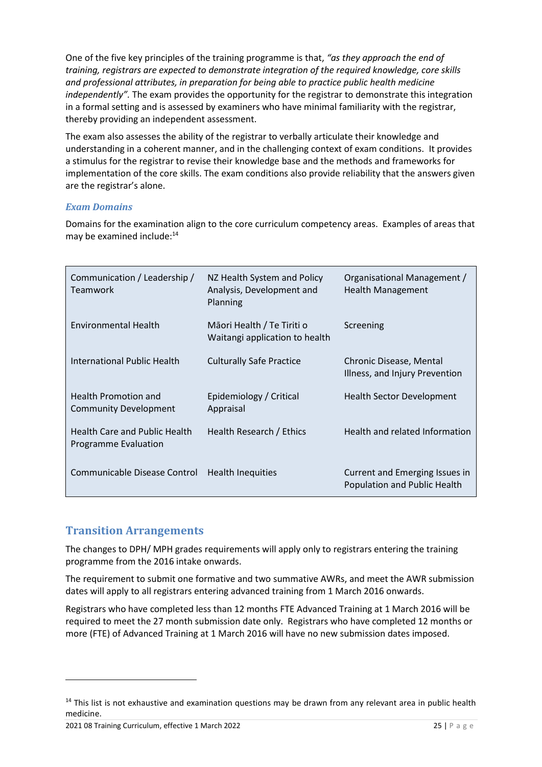One of the five key principles of the training programme is that, *"as they approach the end of training, registrars are expected to demonstrate integration of the required knowledge, core skills and professional attributes, in preparation for being able to practice public health medicine independently".* The exam provides the opportunity for the registrar to demonstrate this integration in a formal setting and is assessed by examiners who have minimal familiarity with the registrar, thereby providing an independent assessment.

The exam also assesses the ability of the registrar to verbally articulate their knowledge and understanding in a coherent manner, and in the challenging context of exam conditions. It provides a stimulus for the registrar to revise their knowledge base and the methods and frameworks for implementation of the core skills. The exam conditions also provide reliability that the answers given are the registrar's alone.

### *Exam Domains*

Domains for the examination align to the core curriculum competency areas. Examples of areas that may be examined include:[14]

| | | |
|---|---|---|
| Communication / Leadership / Teamwork | NZ Health System and Policy Analysis, Development and Planning | Organisational Management / Health Management |
| Environmental Health | Māori Health / Te Tiriti o Waitangi application to health | Screening |
| International Public Health | Culturally Safe Practice | Chronic Disease, Mental Illness, and Injury Prevention |
| Health Promotion and Community Development | Epidemiology / Critical Appraisal | Health Sector Development |
| Health Care and Public Health Programme Evaluation | Health Research / Ethics | Health and related Information |
| Communicable Disease Control | Health Inequities | Current and Emerging Issues in Population and Public Health |

## Transition Arrangements

The changes to DPH/ MPH grades requirements will apply only to registrars entering the training programme from the 2016 intake onwards.

The requirement to submit one formative and two summative AWRs, and meet the AWR submission dates will apply to all registrars entering advanced training from 1 March 2016 onwards.

Registrars who have completed less than 12 months FTE Advanced Training at 1 March 2016 will be required to meet the 27 month submission date only. Registrars who have completed 12 months or more (FTE) of Advanced Training at 1 March 2016 will have no new submission dates imposed.

---

[14] This list is not exhaustive and examination questions may be drawn from any relevant area in public health medicine.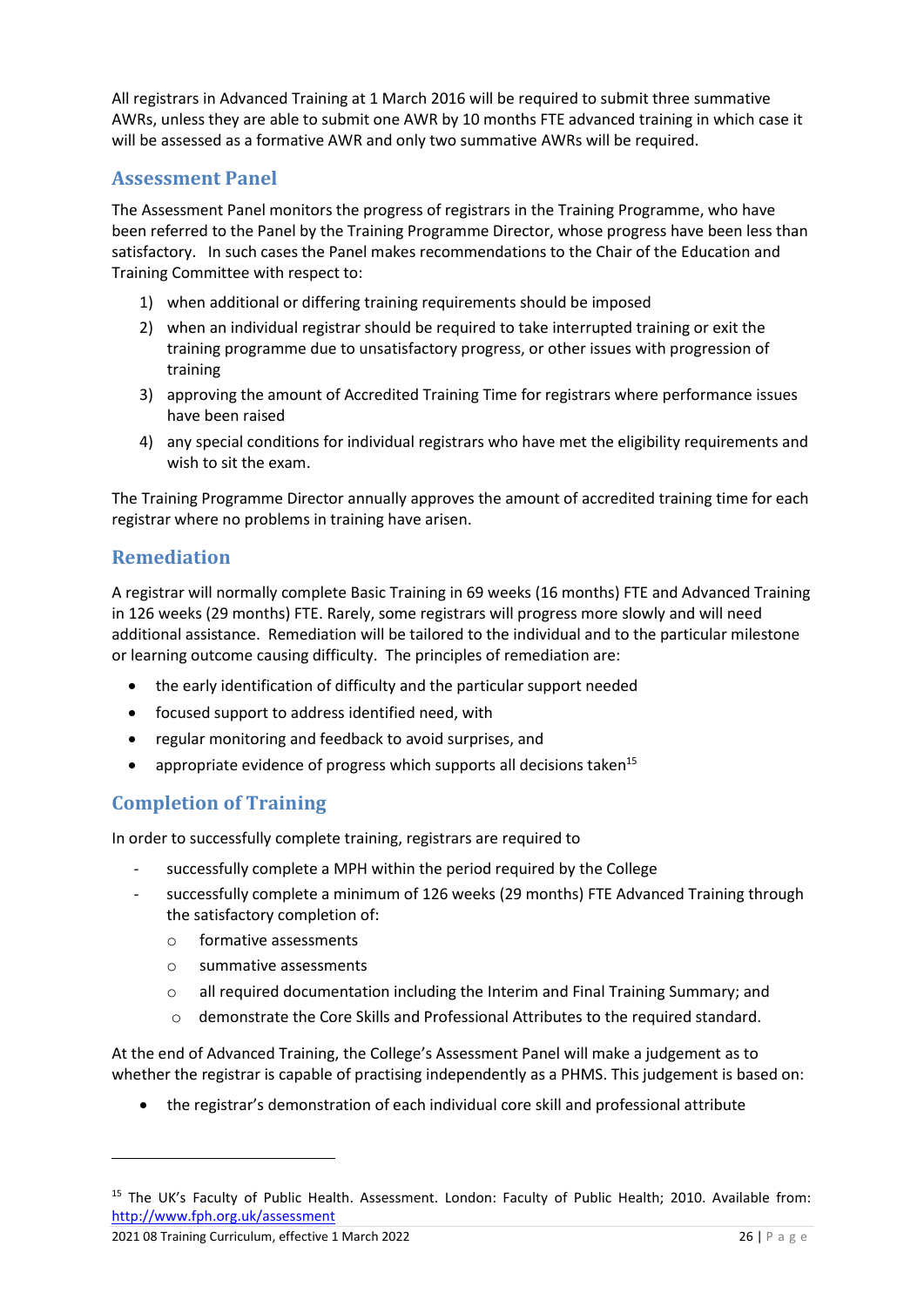All registrars in Advanced Training at 1 March 2016 will be required to submit three summative AWRs, unless they are able to submit one AWR by 10 months FTE advanced training in which case it will be assessed as a formative AWR and only two summative AWRs will be required.

## Assessment Panel

The Assessment Panel monitors the progress of registrars in the Training Programme, who have been referred to the Panel by the Training Programme Director, whose progress have been less than satisfactory. In such cases the Panel makes recommendations to the Chair of the Education and Training Committee with respect to:

1) when additional or differing training requirements should be imposed
2) when an individual registrar should be required to take interrupted training or exit the training programme due to unsatisfactory progress, or other issues with progression of training
3) approving the amount of Accredited Training Time for registrars where performance issues have been raised
4) any special conditions for individual registrars who have met the eligibility requirements and wish to sit the exam.

The Training Programme Director annually approves the amount of accredited training time for each registrar where no problems in training have arisen.

## Remediation

A registrar will normally complete Basic Training in 69 weeks (16 months) FTE and Advanced Training in 126 weeks (29 months) FTE. Rarely, some registrars will progress more slowly and will need additional assistance. Remediation will be tailored to the individual and to the particular milestone or learning outcome causing difficulty. The principles of remediation are:

- the early identification of difficulty and the particular support needed
- focused support to address identified need, with
- regular monitoring and feedback to avoid surprises, and
- appropriate evidence of progress which supports all decisions taken[15]

## Completion of Training

In order to successfully complete training, registrars are required to

- successfully complete a MPH within the period required by the College
- successfully complete a minimum of 126 weeks (29 months) FTE Advanced Training through the satisfactory completion of:
  - formative assessments
  - summative assessments
  - all required documentation including the Interim and Final Training Summary; and
  - demonstrate the Core Skills and Professional Attributes to the required standard.

At the end of Advanced Training, the College's Assessment Panel will make a judgement as to whether the registrar is capable of practising independently as a PHMS. This judgement is based on:

- the registrar's demonstration of each individual core skill and professional attribute

---

[15] The UK's Faculty of Public Health. Assessment. London: Faculty of Public Health; 2010. Available from: http://www.fph.org.uk/assessment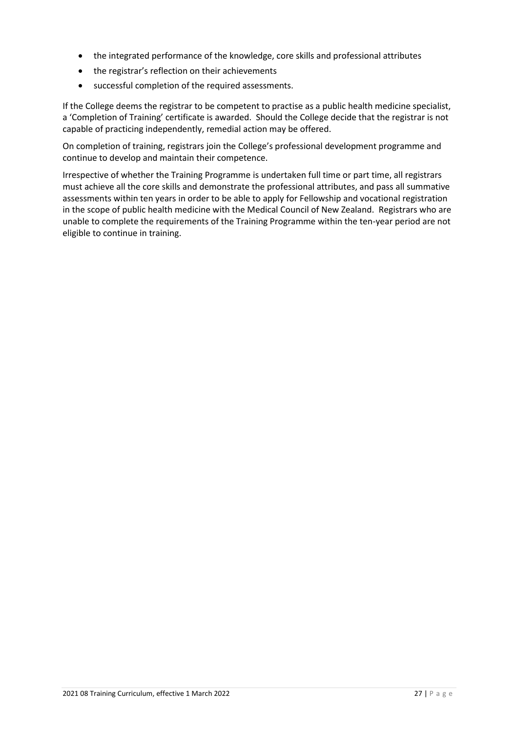- the integrated performance of the knowledge, core skills and professional attributes
- the registrar's reflection on their achievements
- successful completion of the required assessments.

If the College deems the registrar to be competent to practise as a public health medicine specialist, a 'Completion of Training' certificate is awarded. Should the College decide that the registrar is not capable of practicing independently, remedial action may be offered.

On completion of training, registrars join the College's professional development programme and continue to develop and maintain their competence.

Irrespective of whether the Training Programme is undertaken full time or part time, all registrars must achieve all the core skills and demonstrate the professional attributes, and pass all summative assessments within ten years in order to be able to apply for Fellowship and vocational registration in the scope of public health medicine with the Medical Council of New Zealand. Registrars who are unable to complete the requirements of the Training Programme within the ten-year period are not eligible to continue in training.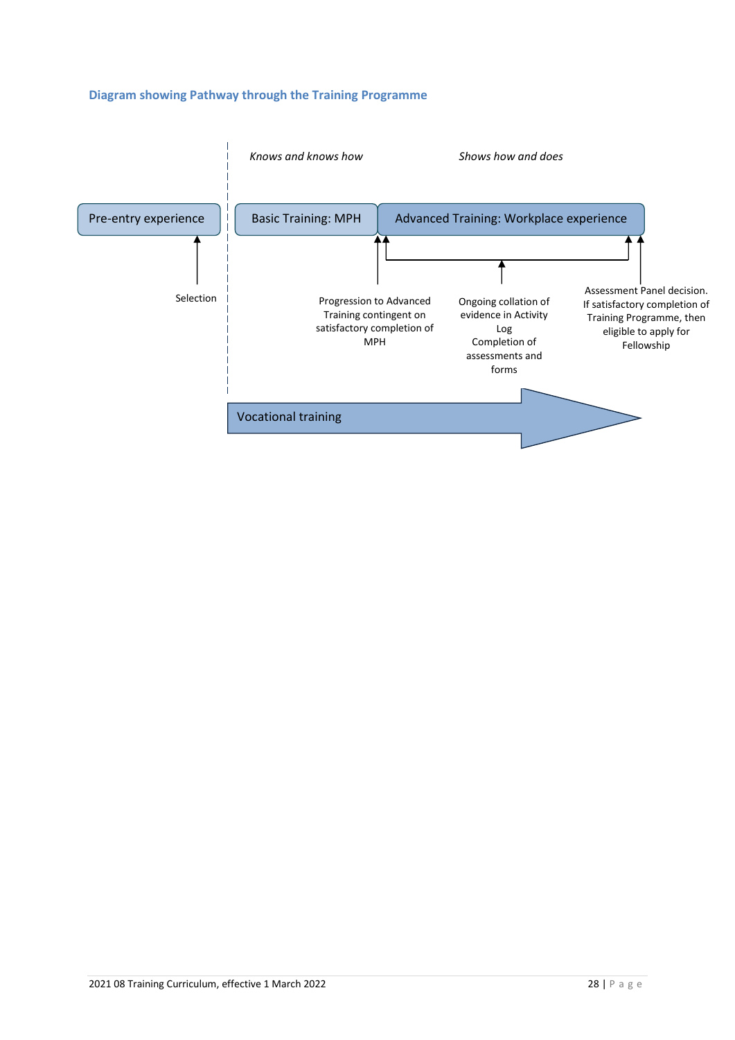### Diagram showing Pathway through the Training Programme

*Knows and knows how*

*Shows how and does*

Pre-entry experience

Basic Training: MPH

Advanced Training: Workplace experience

Selection

Progression to Advanced Training contingent on satisfactory completion of MPH

Ongoing collation of evidence in Activity Log
Completion of assessments and forms

Assessment Panel decision. If satisfactory completion of Training Programme, then eligible to apply for Fellowship

Vocational training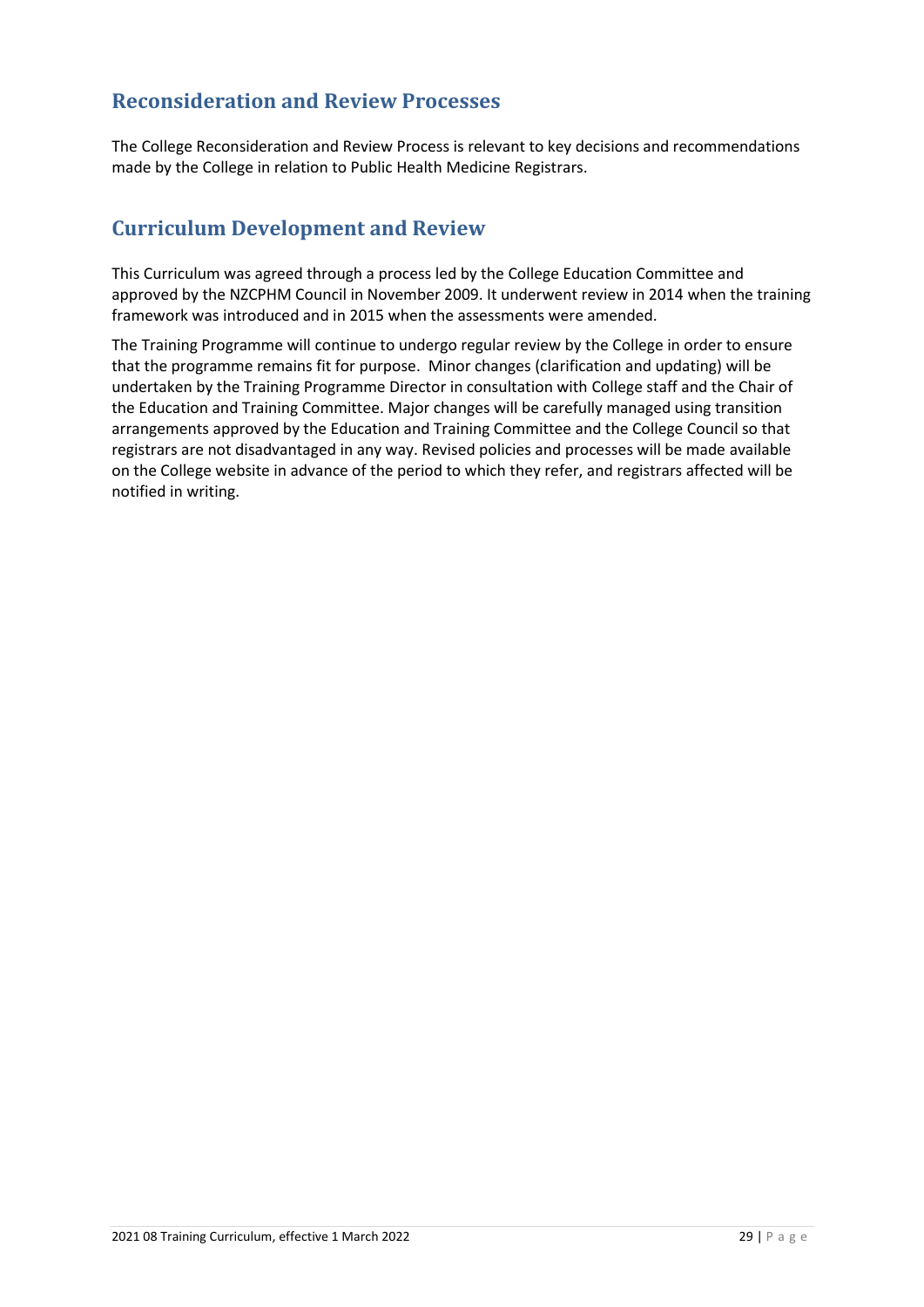## Reconsideration and Review Processes

The College Reconsideration and Review Process is relevant to key decisions and recommendations made by the College in relation to Public Health Medicine Registrars.

## Curriculum Development and Review

This Curriculum was agreed through a process led by the College Education Committee and approved by the NZCPHM Council in November 2009. It underwent review in 2014 when the training framework was introduced and in 2015 when the assessments were amended.

The Training Programme will continue to undergo regular review by the College in order to ensure that the programme remains fit for purpose. Minor changes (clarification and updating) will be undertaken by the Training Programme Director in consultation with College staff and the Chair of the Education and Training Committee. Major changes will be carefully managed using transition arrangements approved by the Education and Training Committee and the College Council so that registrars are not disadvantaged in any way. Revised policies and processes will be made available on the College website in advance of the period to which they refer, and registrars affected will be notified in writing.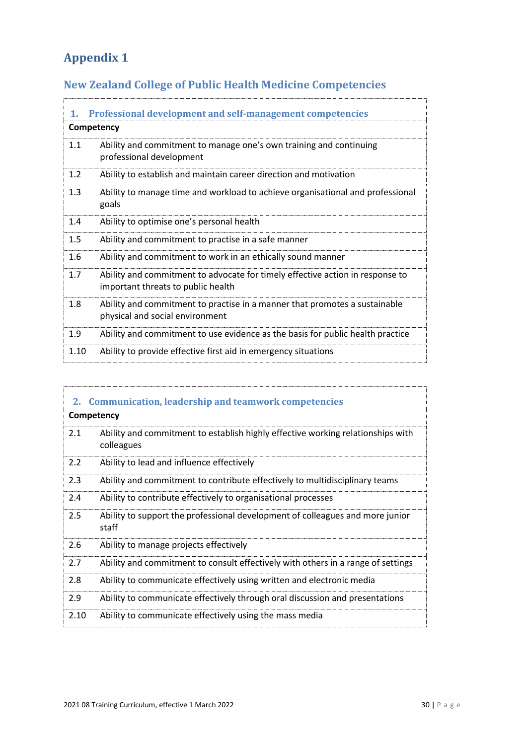# Appendix 1

## New Zealand College of Public Health Medicine Competencies

### 1. Professional development and self-management competencies

| Competency | |
|---|---|
| 1.1 | Ability and commitment to manage one's own training and continuing professional development |
| 1.2 | Ability to establish and maintain career direction and motivation |
| 1.3 | Ability to manage time and workload to achieve organisational and professional goals |
| 1.4 | Ability to optimise one's personal health |
| 1.5 | Ability and commitment to practise in a safe manner |
| 1.6 | Ability and commitment to work in an ethically sound manner |
| 1.7 | Ability and commitment to advocate for timely effective action in response to important threats to public health |
| 1.8 | Ability and commitment to practise in a manner that promotes a sustainable physical and social environment |
| 1.9 | Ability and commitment to use evidence as the basis for public health practice |
| 1.10 | Ability to provide effective first aid in emergency situations |

### 2. Communication, leadership and teamwork competencies

| Competency | |
|---|---|
| 2.1 | Ability and commitment to establish highly effective working relationships with colleagues |
| 2.2 | Ability to lead and influence effectively |
| 2.3 | Ability and commitment to contribute effectively to multidisciplinary teams |
| 2.4 | Ability to contribute effectively to organisational processes |
| 2.5 | Ability to support the professional development of colleagues and more junior staff |
| 2.6 | Ability to manage projects effectively |
| 2.7 | Ability and commitment to consult effectively with others in a range of settings |
| 2.8 | Ability to communicate effectively using written and electronic media |
| 2.9 | Ability to communicate effectively through oral discussion and presentations |
| 2.10 | Ability to communicate effectively using the mass media |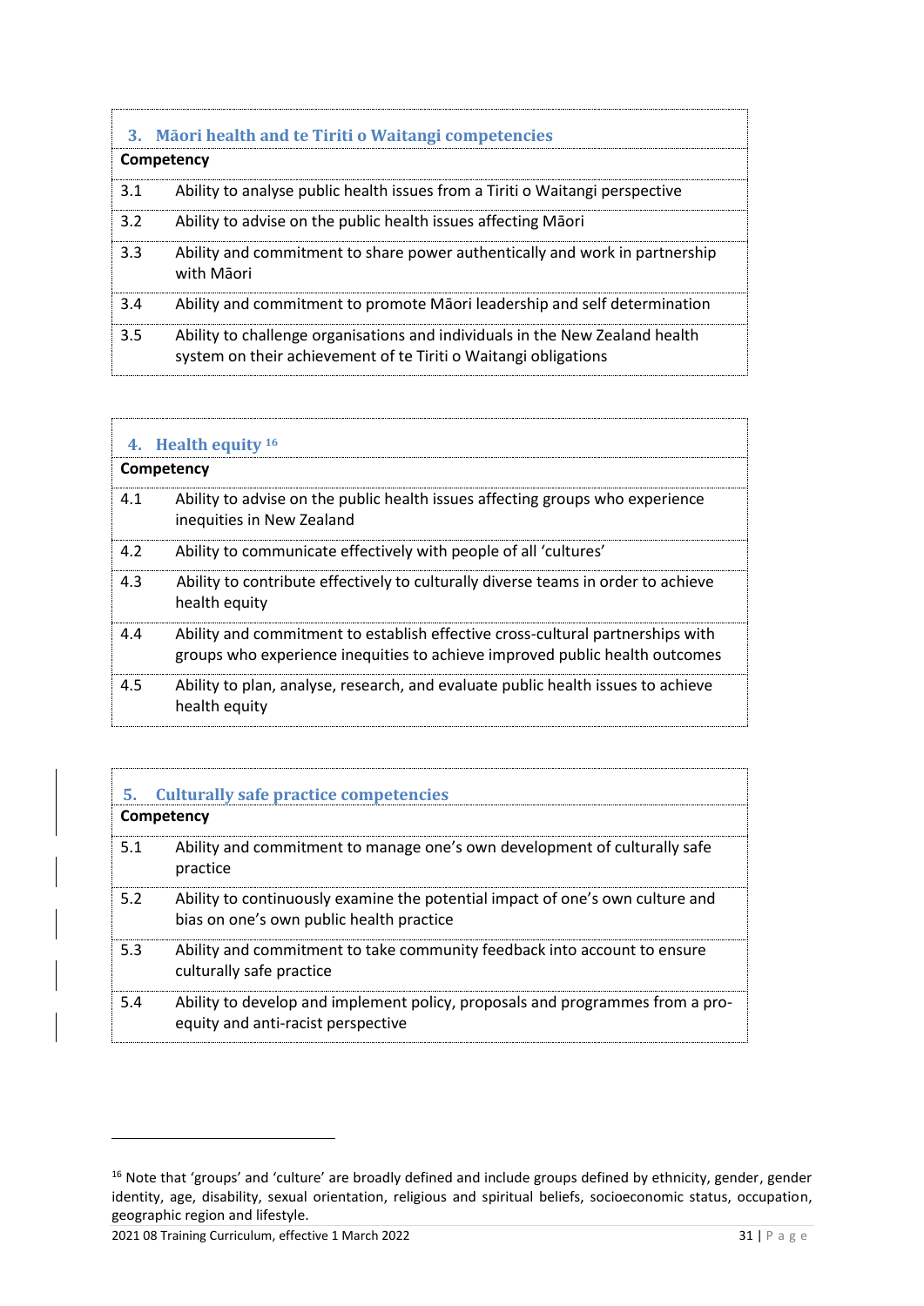| 3. Māori health and te Tiriti o Waitangi competencies | |
|---|---|
| **Competency** | |
| 3.1 | Ability to analyse public health issues from a Tiriti o Waitangi perspective |
| 3.2 | Ability to advise on the public health issues affecting Māori |
| 3.3 | Ability and commitment to share power authentically and work in partnership with Māori |
| 3.4 | Ability and commitment to promote Māori leadership and self determination |
| 3.5 | Ability to challenge organisations and individuals in the New Zealand health system on their achievement of te Tiriti o Waitangi obligations |

| 4. Health equity [16] | |
|---|---|
| **Competency** | |
| 4.1 | Ability to advise on the public health issues affecting groups who experience inequities in New Zealand |
| 4.2 | Ability to communicate effectively with people of all 'cultures' |
| 4.3 | Ability to contribute effectively to culturally diverse teams in order to achieve health equity |
| 4.4 | Ability and commitment to establish effective cross-cultural partnerships with groups who experience inequities to achieve improved public health outcomes |
| 4.5 | Ability to plan, analyse, research, and evaluate public health issues to achieve health equity |

| 5. Culturally safe practice competencies | |
|---|---|
| **Competency** | |
| 5.1 | Ability and commitment to manage one's own development of culturally safe practice |
| 5.2 | Ability to continuously examine the potential impact of one's own culture and bias on one's own public health practice |
| 5.3 | Ability and commitment to take community feedback into account to ensure culturally safe practice |
| 5.4 | Ability to develop and implement policy, proposals and programmes from a pro-equity and anti-racist perspective |

[16] Note that 'groups' and 'culture' are broadly defined and include groups defined by ethnicity, gender, gender identity, age, disability, sexual orientation, religious and spiritual beliefs, socioeconomic status, occupation, geographic region and lifestyle.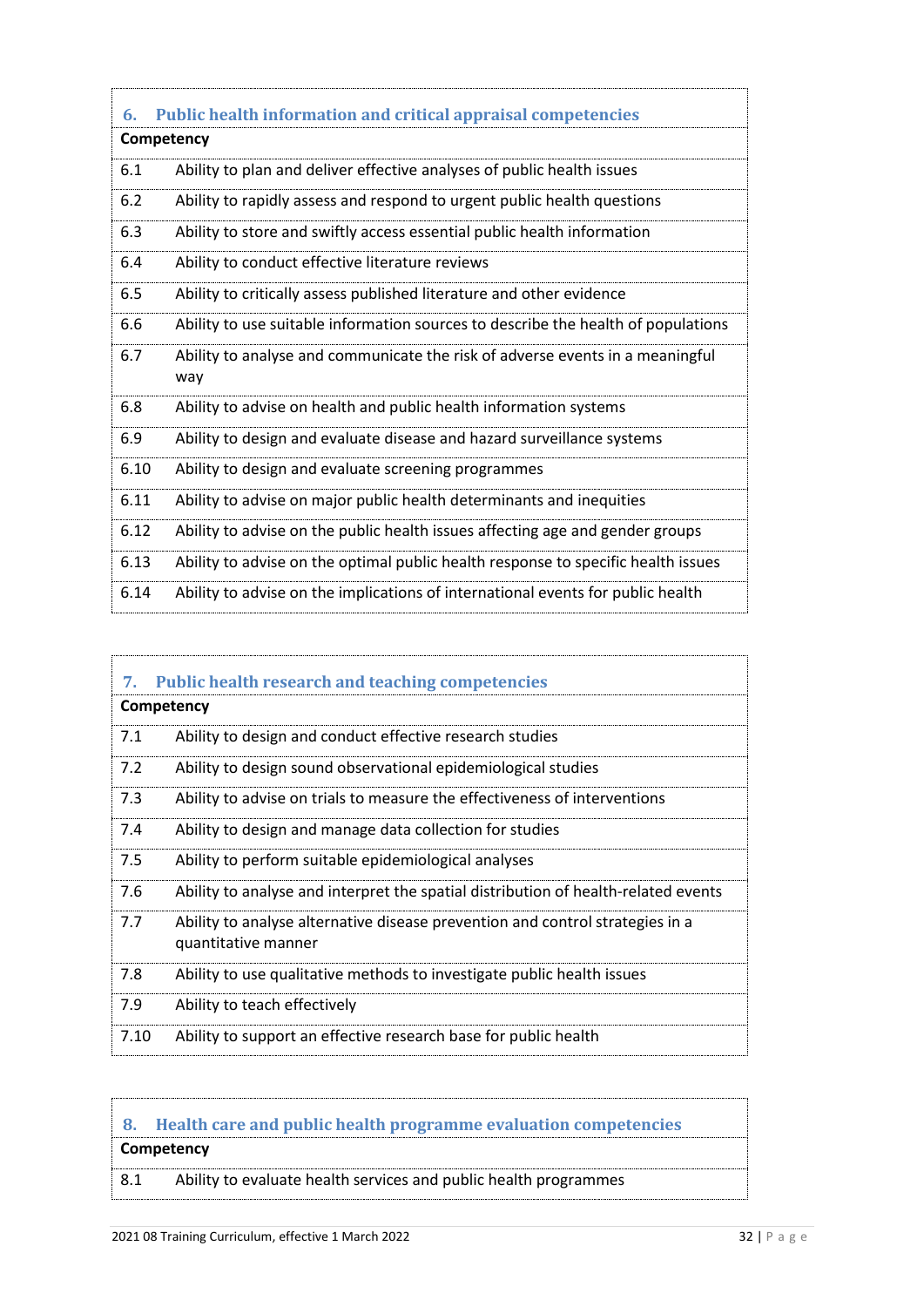| 6. Public health information and critical appraisal competencies | |
|---|---|
| **Competency** | |
| 6.1 | Ability to plan and deliver effective analyses of public health issues |
| 6.2 | Ability to rapidly assess and respond to urgent public health questions |
| 6.3 | Ability to store and swiftly access essential public health information |
| 6.4 | Ability to conduct effective literature reviews |
| 6.5 | Ability to critically assess published literature and other evidence |
| 6.6 | Ability to use suitable information sources to describe the health of populations |
| 6.7 | Ability to analyse and communicate the risk of adverse events in a meaningful way |
| 6.8 | Ability to advise on health and public health information systems |
| 6.9 | Ability to design and evaluate disease and hazard surveillance systems |
| 6.10 | Ability to design and evaluate screening programmes |
| 6.11 | Ability to advise on major public health determinants and inequities |
| 6.12 | Ability to advise on the public health issues affecting age and gender groups |
| 6.13 | Ability to advise on the optimal public health response to specific health issues |
| 6.14 | Ability to advise on the implications of international events for public health |

| 7. Public health research and teaching competencies | |
|---|---|
| **Competency** | |
| 7.1 | Ability to design and conduct effective research studies |
| 7.2 | Ability to design sound observational epidemiological studies |
| 7.3 | Ability to advise on trials to measure the effectiveness of interventions |
| 7.4 | Ability to design and manage data collection for studies |
| 7.5 | Ability to perform suitable epidemiological analyses |
| 7.6 | Ability to analyse and interpret the spatial distribution of health-related events |
| 7.7 | Ability to analyse alternative disease prevention and control strategies in a quantitative manner |
| 7.8 | Ability to use qualitative methods to investigate public health issues |
| 7.9 | Ability to teach effectively |
| 7.10 | Ability to support an effective research base for public health |

| 8. Health care and public health programme evaluation competencies | |
|---|---|
| **Competency** | |
| 8.1 | Ability to evaluate health services and public health programmes |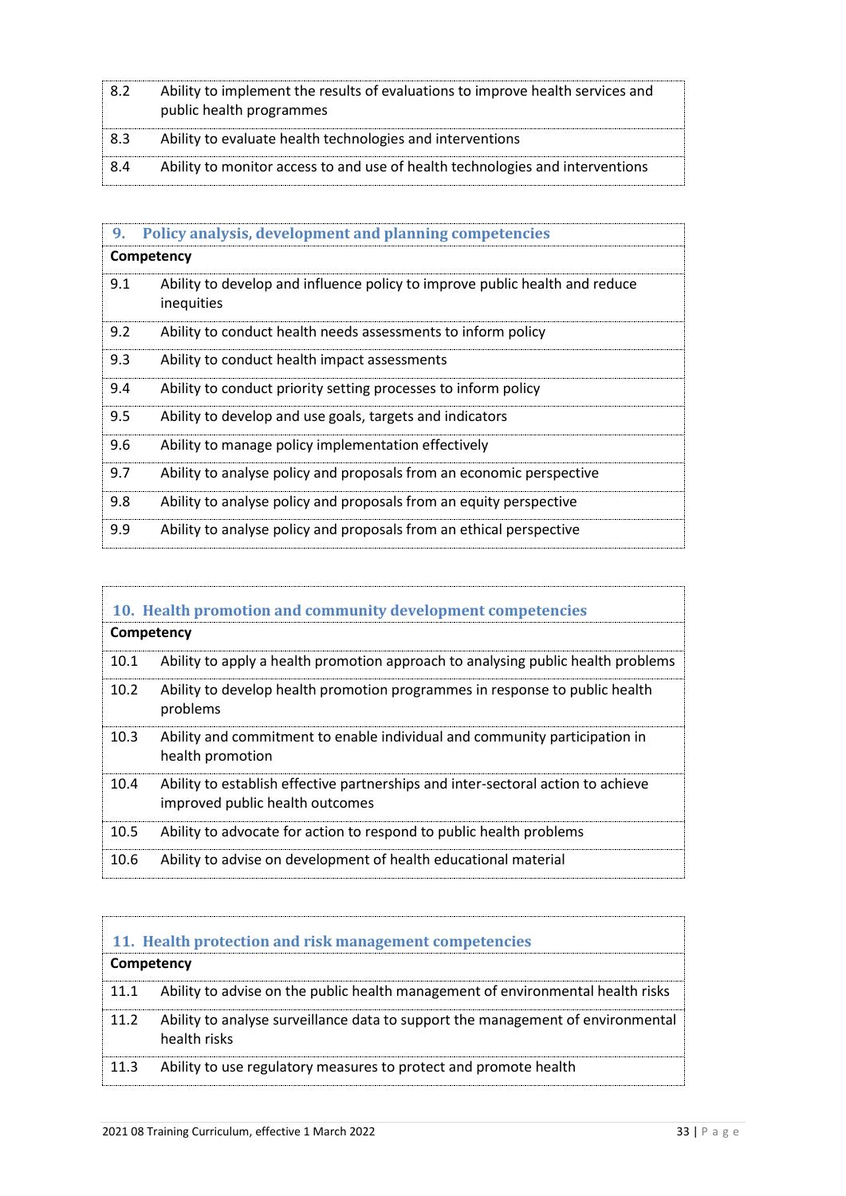| | |
|---|---|
| 8.2 | Ability to implement the results of evaluations to improve health services and public health programmes |
| 8.3 | Ability to evaluate health technologies and interventions |
| 8.4 | Ability to monitor access to and use of health technologies and interventions |

| 9. Policy analysis, development and planning competencies | |
|---|---|
| **Competency** | |
| 9.1 | Ability to develop and influence policy to improve public health and reduce inequities |
| 9.2 | Ability to conduct health needs assessments to inform policy |
| 9.3 | Ability to conduct health impact assessments |
| 9.4 | Ability to conduct priority setting processes to inform policy |
| 9.5 | Ability to develop and use goals, targets and indicators |
| 9.6 | Ability to manage policy implementation effectively |
| 9.7 | Ability to analyse policy and proposals from an economic perspective |
| 9.8 | Ability to analyse policy and proposals from an equity perspective |
| 9.9 | Ability to analyse policy and proposals from an ethical perspective |

| 10. Health promotion and community development competencies | |
|---|---|
| **Competency** | |
| 10.1 | Ability to apply a health promotion approach to analysing public health problems |
| 10.2 | Ability to develop health promotion programmes in response to public health problems |
| 10.3 | Ability and commitment to enable individual and community participation in health promotion |
| 10.4 | Ability to establish effective partnerships and inter-sectoral action to achieve improved public health outcomes |
| 10.5 | Ability to advocate for action to respond to public health problems |
| 10.6 | Ability to advise on development of health educational material |

| 11. Health protection and risk management competencies | |
|---|---|
| **Competency** | |
| 11.1 | Ability to advise on the public health management of environmental health risks |
| 11.2 | Ability to analyse surveillance data to support the management of environmental health risks |
| 11.3 | Ability to use regulatory measures to protect and promote health |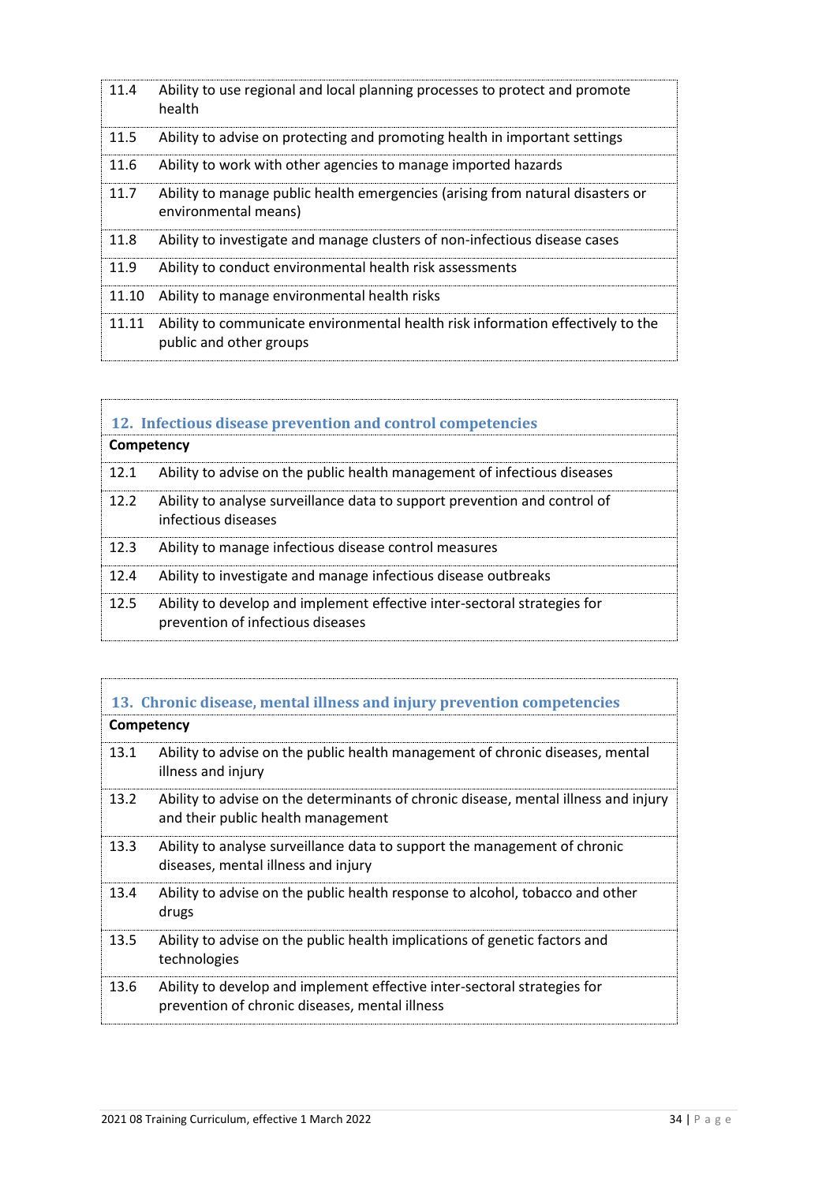| | |
|---|---|
| 11.4 | Ability to use regional and local planning processes to protect and promote health |
| 11.5 | Ability to advise on protecting and promoting health in important settings |
| 11.6 | Ability to work with other agencies to manage imported hazards |
| 11.7 | Ability to manage public health emergencies (arising from natural disasters or environmental means) |
| 11.8 | Ability to investigate and manage clusters of non-infectious disease cases |
| 11.9 | Ability to conduct environmental health risk assessments |
| 11.10 | Ability to manage environmental health risks |
| 11.11 | Ability to communicate environmental health risk information effectively to the public and other groups |

## 12. Infectious disease prevention and control competencies

| Competency | |
|---|---|
| 12.1 | Ability to advise on the public health management of infectious diseases |
| 12.2 | Ability to analyse surveillance data to support prevention and control of infectious diseases |
| 12.3 | Ability to manage infectious disease control measures |
| 12.4 | Ability to investigate and manage infectious disease outbreaks |
| 12.5 | Ability to develop and implement effective inter-sectoral strategies for prevention of infectious diseases |

## 13. Chronic disease, mental illness and injury prevention competencies

| Competency | |
|---|---|
| 13.1 | Ability to advise on the public health management of chronic diseases, mental illness and injury |
| 13.2 | Ability to advise on the determinants of chronic disease, mental illness and injury and their public health management |
| 13.3 | Ability to analyse surveillance data to support the management of chronic diseases, mental illness and injury |
| 13.4 | Ability to advise on the public health response to alcohol, tobacco and other drugs |
| 13.5 | Ability to advise on the public health implications of genetic factors and technologies |
| 13.6 | Ability to develop and implement effective inter-sectoral strategies for prevention of chronic diseases, mental illness |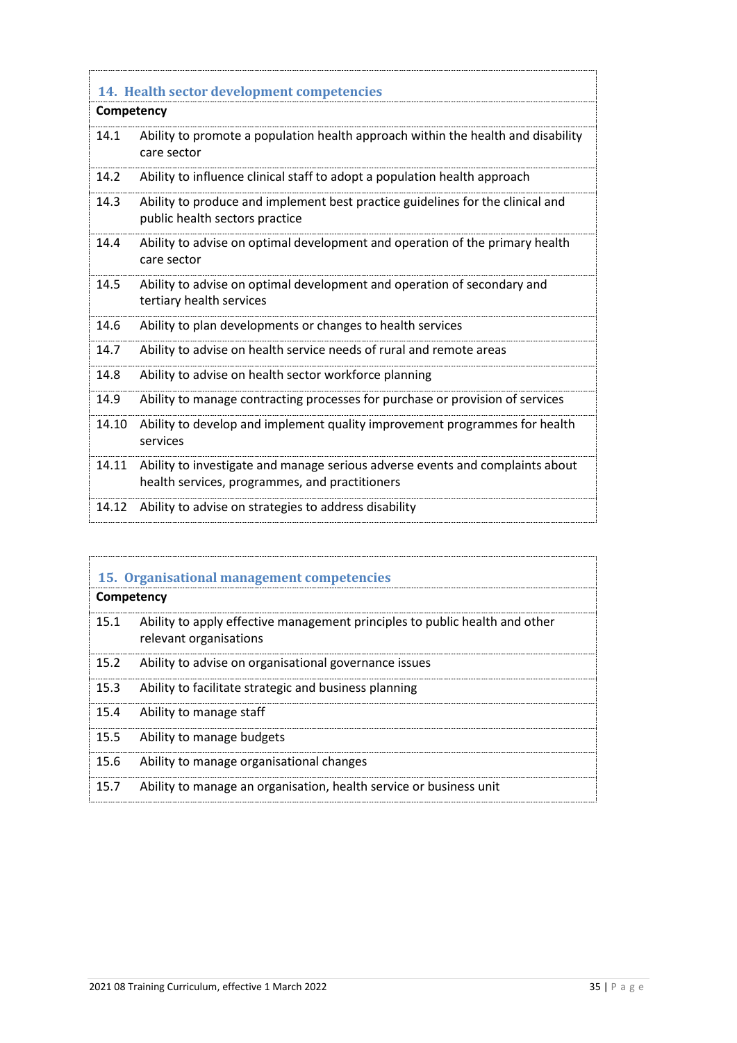## 14. Health sector development competencies

| Competency | |
|---|---|
| 14.1 | Ability to promote a population health approach within the health and disability care sector |
| 14.2 | Ability to influence clinical staff to adopt a population health approach |
| 14.3 | Ability to produce and implement best practice guidelines for the clinical and public health sectors practice |
| 14.4 | Ability to advise on optimal development and operation of the primary health care sector |
| 14.5 | Ability to advise on optimal development and operation of secondary and tertiary health services |
| 14.6 | Ability to plan developments or changes to health services |
| 14.7 | Ability to advise on health service needs of rural and remote areas |
| 14.8 | Ability to advise on health sector workforce planning |
| 14.9 | Ability to manage contracting processes for purchase or provision of services |
| 14.10 | Ability to develop and implement quality improvement programmes for health services |
| 14.11 | Ability to investigate and manage serious adverse events and complaints about health services, programmes, and practitioners |
| 14.12 | Ability to advise on strategies to address disability |

## 15. Organisational management competencies

| Competency | |
|---|---|
| 15.1 | Ability to apply effective management principles to public health and other relevant organisations |
| 15.2 | Ability to advise on organisational governance issues |
| 15.3 | Ability to facilitate strategic and business planning |
| 15.4 | Ability to manage staff |
| 15.5 | Ability to manage budgets |
| 15.6 | Ability to manage organisational changes |
| 15.7 | Ability to manage an organisation, health service or business unit |